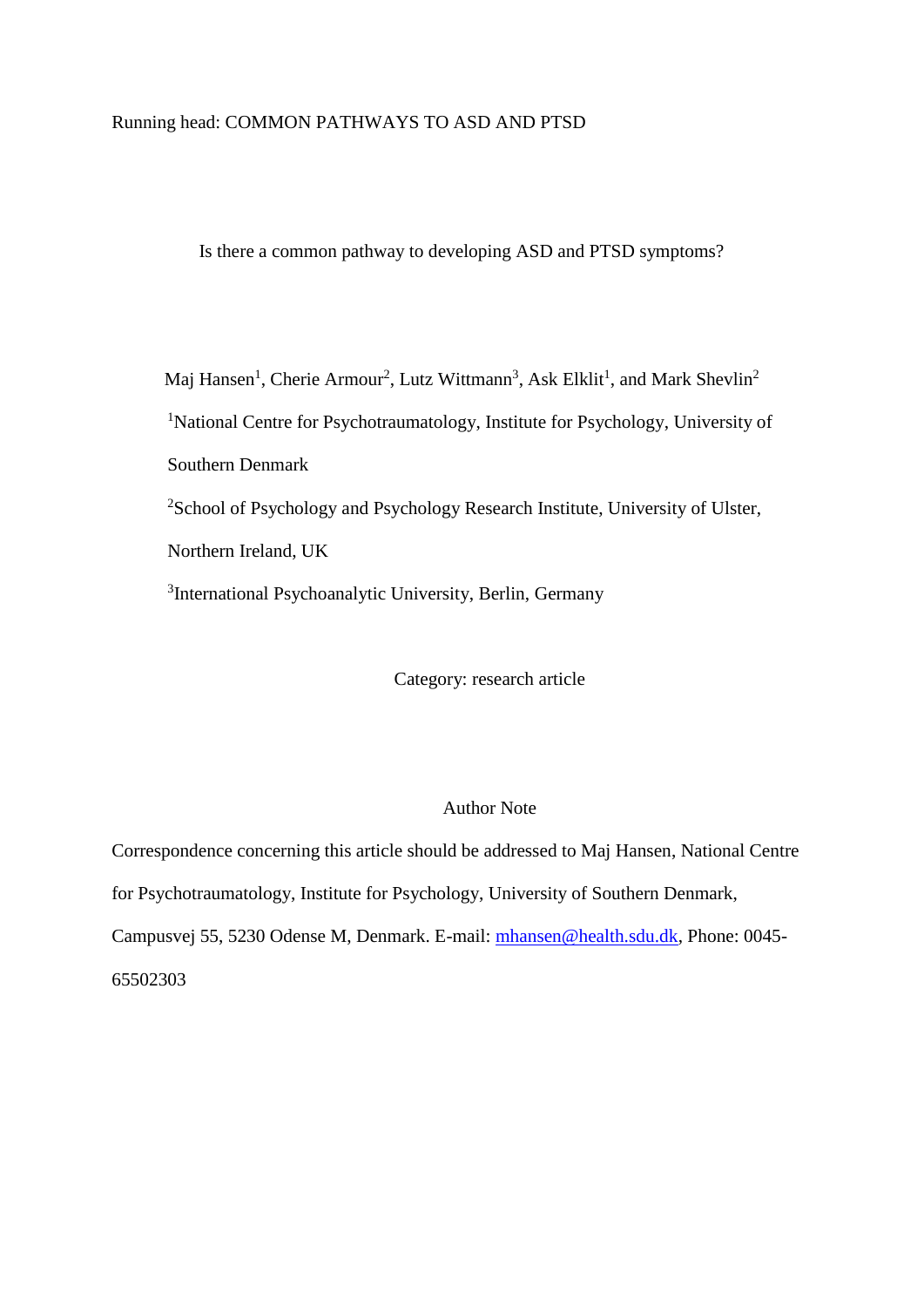Running head: COMMON PATHWAYS TO ASD AND PTSD

# Is there a common pathway to developing ASD and PTSD symptoms?

Maj Hansen[1], Cherie Armour[2], Lutz Wittmann[3], Ask Elklit[1], and Mark Shevlin[2]

[1]National Centre for Psychotraumatology, Institute for Psychology, University of Southern Denmark

[2]School of Psychology and Psychology Research Institute, University of Ulster, Northern Ireland, UK

[3]International Psychoanalytic University, Berlin, Germany

Category: research article

## Author Note

Correspondence concerning this article should be addressed to Maj Hansen, National Centre for Psychotraumatology, Institute for Psychology, University of Southern Denmark, Campusvej 55, 5230 Odense M, Denmark. E-mail: mhansen@health.sdu.dk, Phone: 0045-65502303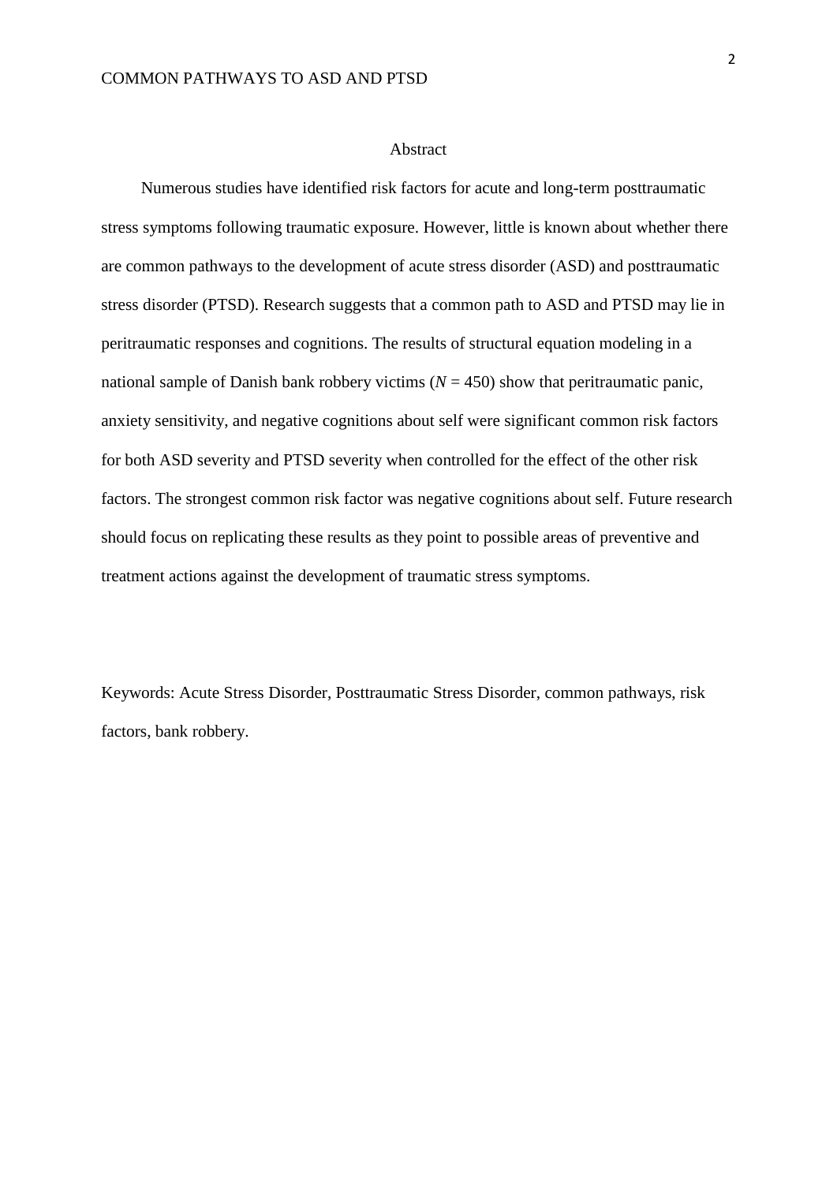## Abstract

Numerous studies have identified risk factors for acute and long-term posttraumatic stress symptoms following traumatic exposure. However, little is known about whether there are common pathways to the development of acute stress disorder (ASD) and posttraumatic stress disorder (PTSD). Research suggests that a common path to ASD and PTSD may lie in peritraumatic responses and cognitions. The results of structural equation modeling in a national sample of Danish bank robbery victims ($N = 450$) show that peritraumatic panic, anxiety sensitivity, and negative cognitions about self were significant common risk factors for both ASD severity and PTSD severity when controlled for the effect of the other risk factors. The strongest common risk factor was negative cognitions about self. Future research should focus on replicating these results as they point to possible areas of preventive and treatment actions against the development of traumatic stress symptoms.

Keywords: Acute Stress Disorder, Posttraumatic Stress Disorder, common pathways, risk factors, bank robbery.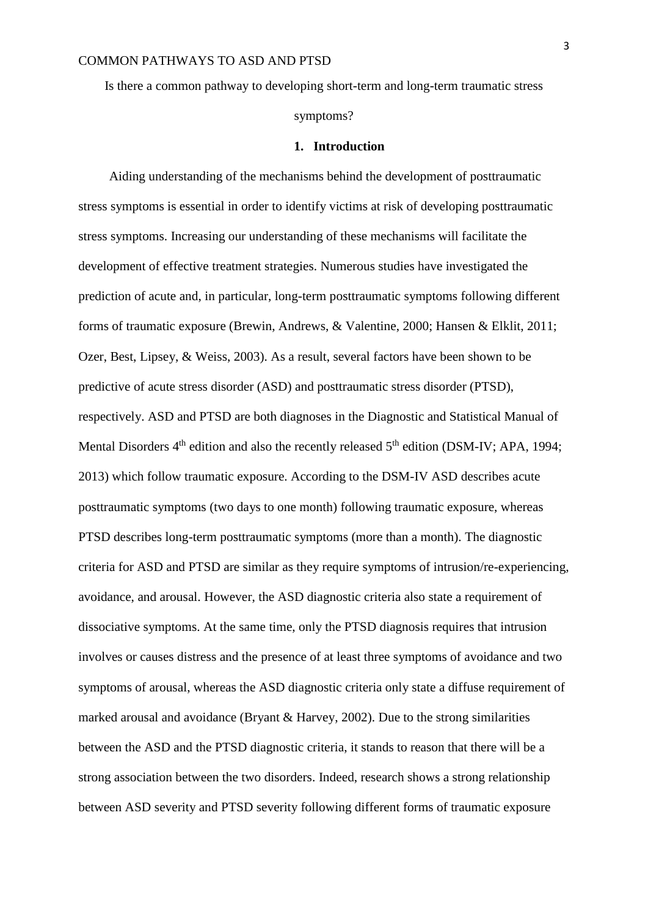Is there a common pathway to developing short-term and long-term traumatic stress symptoms?

## 1. Introduction

Aiding understanding of the mechanisms behind the development of posttraumatic stress symptoms is essential in order to identify victims at risk of developing posttraumatic stress symptoms. Increasing our understanding of these mechanisms will facilitate the development of effective treatment strategies. Numerous studies have investigated the prediction of acute and, in particular, long-term posttraumatic symptoms following different forms of traumatic exposure (Brewin, Andrews, & Valentine, 2000; Hansen & Elklit, 2011; Ozer, Best, Lipsey, & Weiss, 2003). As a result, several factors have been shown to be predictive of acute stress disorder (ASD) and posttraumatic stress disorder (PTSD), respectively. ASD and PTSD are both diagnoses in the Diagnostic and Statistical Manual of Mental Disorders 4th edition and also the recently released 5th edition (DSM-IV; APA, 1994; 2013) which follow traumatic exposure. According to the DSM-IV ASD describes acute posttraumatic symptoms (two days to one month) following traumatic exposure, whereas PTSD describes long-term posttraumatic symptoms (more than a month). The diagnostic criteria for ASD and PTSD are similar as they require symptoms of intrusion/re-experiencing, avoidance, and arousal. However, the ASD diagnostic criteria also state a requirement of dissociative symptoms. At the same time, only the PTSD diagnosis requires that intrusion involves or causes distress and the presence of at least three symptoms of avoidance and two symptoms of arousal, whereas the ASD diagnostic criteria only state a diffuse requirement of marked arousal and avoidance (Bryant & Harvey, 2002). Due to the strong similarities between the ASD and the PTSD diagnostic criteria, it stands to reason that there will be a strong association between the two disorders. Indeed, research shows a strong relationship between ASD severity and PTSD severity following different forms of traumatic exposure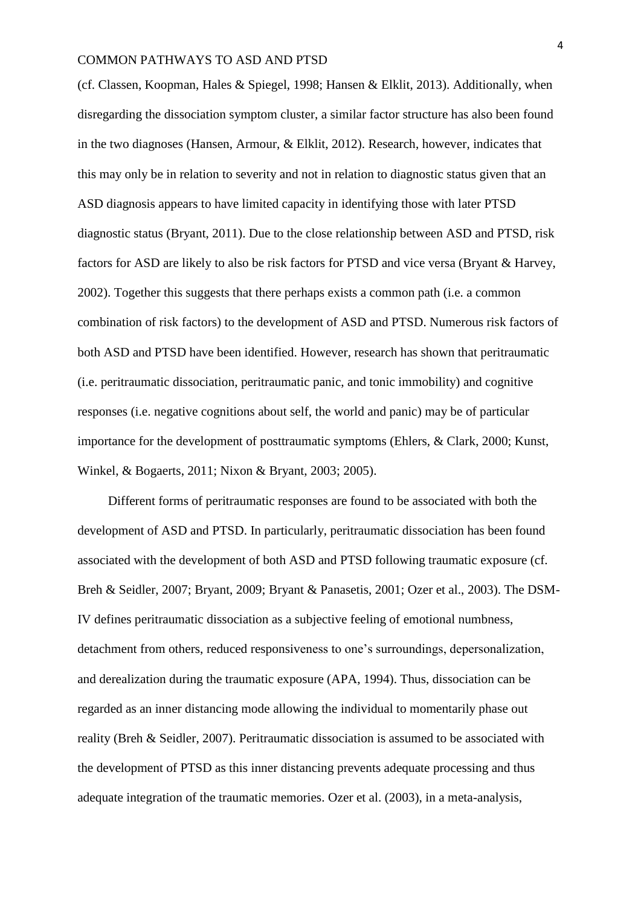(cf. Classen, Koopman, Hales & Spiegel, 1998; Hansen & Elklit, 2013). Additionally, when disregarding the dissociation symptom cluster, a similar factor structure has also been found in the two diagnoses (Hansen, Armour, & Elklit, 2012). Research, however, indicates that this may only be in relation to severity and not in relation to diagnostic status given that an ASD diagnosis appears to have limited capacity in identifying those with later PTSD diagnostic status (Bryant, 2011). Due to the close relationship between ASD and PTSD, risk factors for ASD are likely to also be risk factors for PTSD and vice versa (Bryant & Harvey, 2002). Together this suggests that there perhaps exists a common path (i.e. a common combination of risk factors) to the development of ASD and PTSD. Numerous risk factors of both ASD and PTSD have been identified. However, research has shown that peritraumatic (i.e. peritraumatic dissociation, peritraumatic panic, and tonic immobility) and cognitive responses (i.e. negative cognitions about self, the world and panic) may be of particular importance for the development of posttraumatic symptoms (Ehlers, & Clark, 2000; Kunst, Winkel, & Bogaerts, 2011; Nixon & Bryant, 2003; 2005).

Different forms of peritraumatic responses are found to be associated with both the development of ASD and PTSD. In particularly, peritraumatic dissociation has been found associated with the development of both ASD and PTSD following traumatic exposure (cf. Breh & Seidler, 2007; Bryant, 2009; Bryant & Panasetis, 2001; Ozer et al., 2003). The DSM-IV defines peritraumatic dissociation as a subjective feeling of emotional numbness, detachment from others, reduced responsiveness to one's surroundings, depersonalization, and derealization during the traumatic exposure (APA, 1994). Thus, dissociation can be regarded as an inner distancing mode allowing the individual to momentarily phase out reality (Breh & Seidler, 2007). Peritraumatic dissociation is assumed to be associated with the development of PTSD as this inner distancing prevents adequate processing and thus adequate integration of the traumatic memories. Ozer et al. (2003), in a meta-analysis,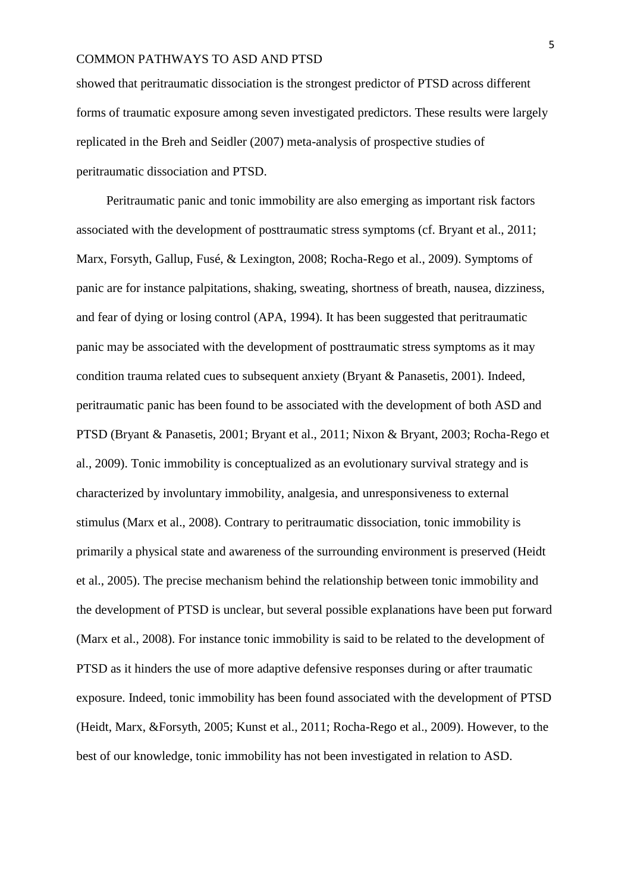showed that peritraumatic dissociation is the strongest predictor of PTSD across different forms of traumatic exposure among seven investigated predictors. These results were largely replicated in the Breh and Seidler (2007) meta-analysis of prospective studies of peritraumatic dissociation and PTSD.

Peritraumatic panic and tonic immobility are also emerging as important risk factors associated with the development of posttraumatic stress symptoms (cf. Bryant et al., 2011; Marx, Forsyth, Gallup, Fusé, & Lexington, 2008; Rocha-Rego et al., 2009). Symptoms of panic are for instance palpitations, shaking, sweating, shortness of breath, nausea, dizziness, and fear of dying or losing control (APA, 1994). It has been suggested that peritraumatic panic may be associated with the development of posttraumatic stress symptoms as it may condition trauma related cues to subsequent anxiety (Bryant & Panasetis, 2001). Indeed, peritraumatic panic has been found to be associated with the development of both ASD and PTSD (Bryant & Panasetis, 2001; Bryant et al., 2011; Nixon & Bryant, 2003; Rocha-Rego et al., 2009). Tonic immobility is conceptualized as an evolutionary survival strategy and is characterized by involuntary immobility, analgesia, and unresponsiveness to external stimulus (Marx et al., 2008). Contrary to peritraumatic dissociation, tonic immobility is primarily a physical state and awareness of the surrounding environment is preserved (Heidt et al., 2005). The precise mechanism behind the relationship between tonic immobility and the development of PTSD is unclear, but several possible explanations have been put forward (Marx et al., 2008). For instance tonic immobility is said to be related to the development of PTSD as it hinders the use of more adaptive defensive responses during or after traumatic exposure. Indeed, tonic immobility has been found associated with the development of PTSD (Heidt, Marx, &Forsyth, 2005; Kunst et al., 2011; Rocha-Rego et al., 2009). However, to the best of our knowledge, tonic immobility has not been investigated in relation to ASD.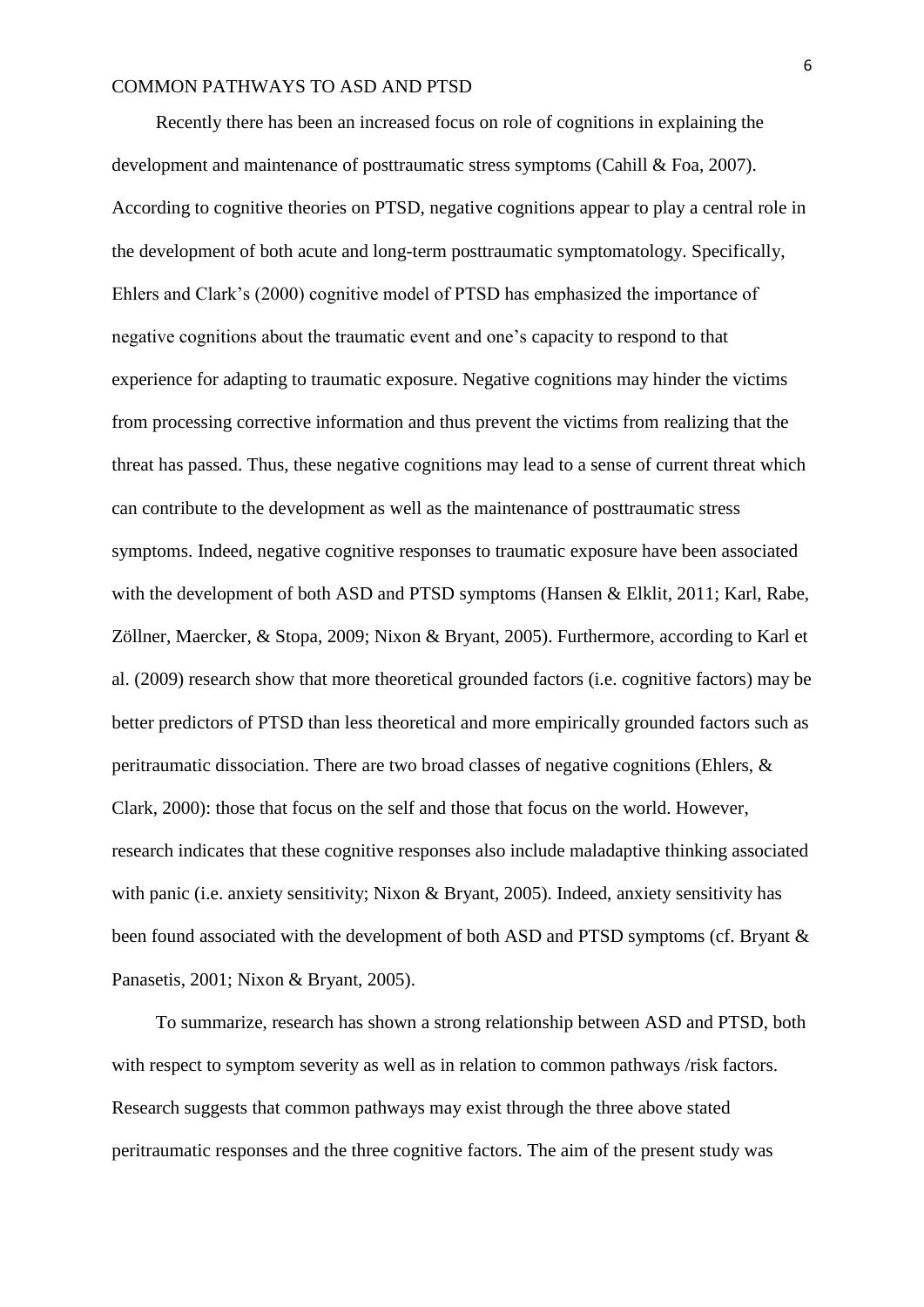Recently there has been an increased focus on role of cognitions in explaining the development and maintenance of posttraumatic stress symptoms (Cahill & Foa, 2007). According to cognitive theories on PTSD, negative cognitions appear to play a central role in the development of both acute and long-term posttraumatic symptomatology. Specifically, Ehlers and Clark's (2000) cognitive model of PTSD has emphasized the importance of negative cognitions about the traumatic event and one's capacity to respond to that experience for adapting to traumatic exposure. Negative cognitions may hinder the victims from processing corrective information and thus prevent the victims from realizing that the threat has passed. Thus, these negative cognitions may lead to a sense of current threat which can contribute to the development as well as the maintenance of posttraumatic stress symptoms. Indeed, negative cognitive responses to traumatic exposure have been associated with the development of both ASD and PTSD symptoms (Hansen & Elklit, 2011; Karl, Rabe, Zöllner, Maercker, & Stopa, 2009; Nixon & Bryant, 2005). Furthermore, according to Karl et al. (2009) research show that more theoretical grounded factors (i.e. cognitive factors) may be better predictors of PTSD than less theoretical and more empirically grounded factors such as peritraumatic dissociation. There are two broad classes of negative cognitions (Ehlers, & Clark, 2000): those that focus on the self and those that focus on the world. However, research indicates that these cognitive responses also include maladaptive thinking associated with panic (i.e. anxiety sensitivity; Nixon & Bryant, 2005). Indeed, anxiety sensitivity has been found associated with the development of both ASD and PTSD symptoms (cf. Bryant & Panasetis, 2001; Nixon & Bryant, 2005).

To summarize, research has shown a strong relationship between ASD and PTSD, both with respect to symptom severity as well as in relation to common pathways /risk factors. Research suggests that common pathways may exist through the three above stated peritraumatic responses and the three cognitive factors. The aim of the present study was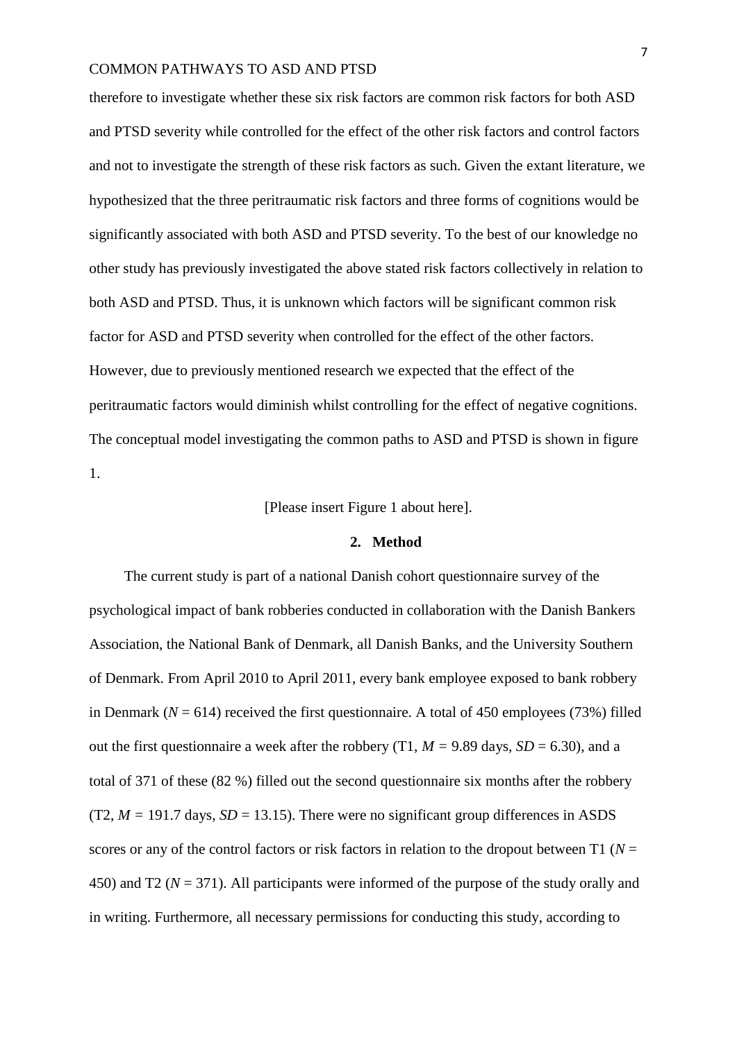therefore to investigate whether these six risk factors are common risk factors for both ASD and PTSD severity while controlled for the effect of the other risk factors and control factors and not to investigate the strength of these risk factors as such. Given the extant literature, we hypothesized that the three peritraumatic risk factors and three forms of cognitions would be significantly associated with both ASD and PTSD severity. To the best of our knowledge no other study has previously investigated the above stated risk factors collectively in relation to both ASD and PTSD. Thus, it is unknown which factors will be significant common risk factor for ASD and PTSD severity when controlled for the effect of the other factors. However, due to previously mentioned research we expected that the effect of the peritraumatic factors would diminish whilst controlling for the effect of negative cognitions. The conceptual model investigating the common paths to ASD and PTSD is shown in figure 1.

[Please insert Figure 1 about here].

## 2. Method

The current study is part of a national Danish cohort questionnaire survey of the psychological impact of bank robberies conducted in collaboration with the Danish Bankers Association, the National Bank of Denmark, all Danish Banks, and the University Southern of Denmark. From April 2010 to April 2011, every bank employee exposed to bank robbery in Denmark ($N$ = 614) received the first questionnaire. A total of 450 employees (73%) filled out the first questionnaire a week after the robbery (T1, $M$ = 9.89 days, $SD$ = 6.30), and a total of 371 of these (82 %) filled out the second questionnaire six months after the robbery (T2, $M$ = 191.7 days, $SD$ = 13.15). There were no significant group differences in ASDS scores or any of the control factors or risk factors in relation to the dropout between T1 ($N$ = 450) and T2 ($N$ = 371). All participants were informed of the purpose of the study orally and in writing. Furthermore, all necessary permissions for conducting this study, according to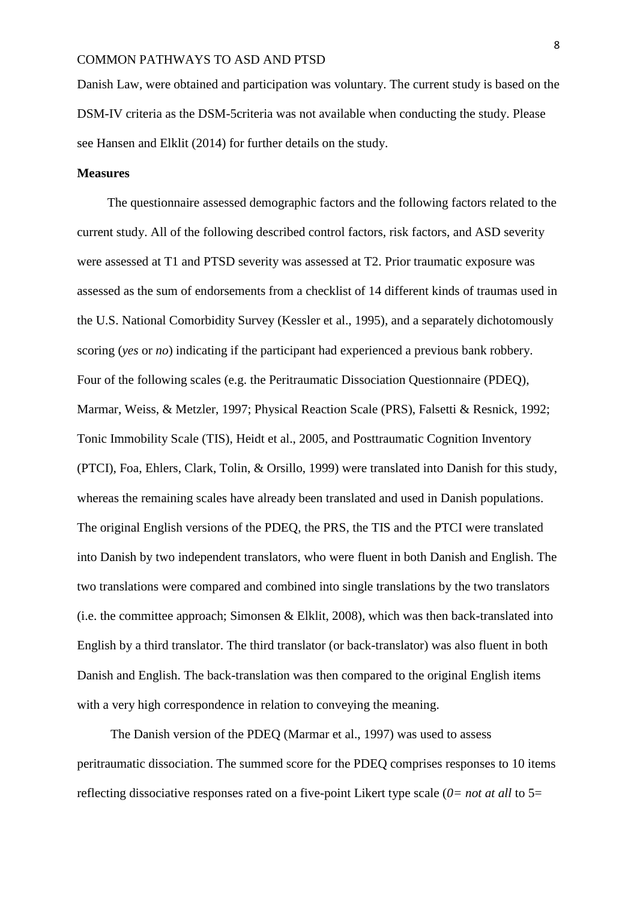Danish Law, were obtained and participation was voluntary. The current study is based on the DSM-IV criteria as the DSM-5criteria was not available when conducting the study. Please see Hansen and Elklit (2014) for further details on the study.

**Measures**

The questionnaire assessed demographic factors and the following factors related to the current study. All of the following described control factors, risk factors, and ASD severity were assessed at T1 and PTSD severity was assessed at T2. Prior traumatic exposure was assessed as the sum of endorsements from a checklist of 14 different kinds of traumas used in the U.S. National Comorbidity Survey (Kessler et al., 1995), and a separately dichotomously scoring (*yes* or *no*) indicating if the participant had experienced a previous bank robbery. Four of the following scales (e.g. the Peritraumatic Dissociation Questionnaire (PDEQ), Marmar, Weiss, & Metzler, 1997; Physical Reaction Scale (PRS), Falsetti & Resnick, 1992; Tonic Immobility Scale (TIS), Heidt et al., 2005, and Posttraumatic Cognition Inventory (PTCI), Foa, Ehlers, Clark, Tolin, & Orsillo, 1999) were translated into Danish for this study, whereas the remaining scales have already been translated and used in Danish populations. The original English versions of the PDEQ, the PRS, the TIS and the PTCI were translated into Danish by two independent translators, who were fluent in both Danish and English. The two translations were compared and combined into single translations by the two translators (i.e. the committee approach; Simonsen & Elklit, 2008), which was then back-translated into English by a third translator. The third translator (or back-translator) was also fluent in both Danish and English. The back-translation was then compared to the original English items with a very high correspondence in relation to conveying the meaning.

The Danish version of the PDEQ (Marmar et al., 1997) was used to assess peritraumatic dissociation. The summed score for the PDEQ comprises responses to 10 items reflecting dissociative responses rated on a five-point Likert type scale (*0= not at all* to 5=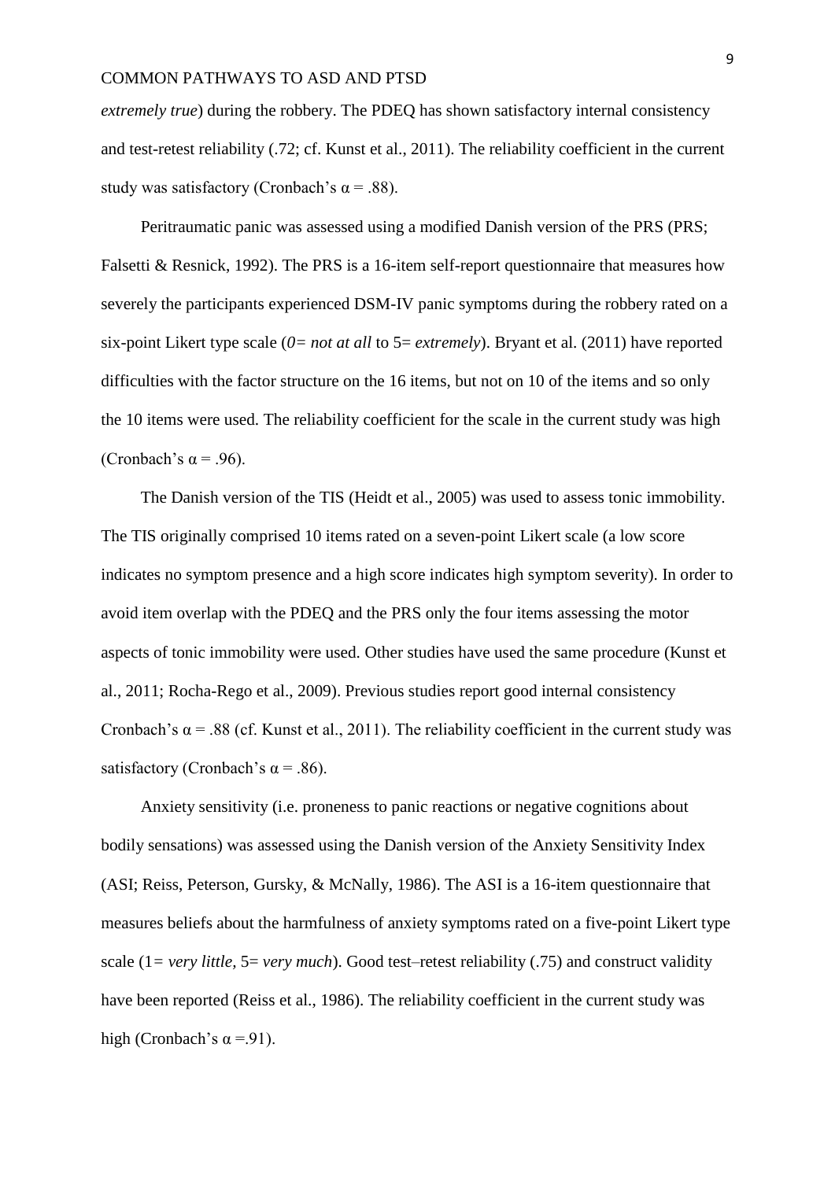*extremely true*) during the robbery. The PDEQ has shown satisfactory internal consistency and test-retest reliability (.72; cf. Kunst et al., 2011). The reliability coefficient in the current study was satisfactory (Cronbach's α = .88).

Peritraumatic panic was assessed using a modified Danish version of the PRS (PRS; Falsetti & Resnick, 1992). The PRS is a 16-item self-report questionnaire that measures how severely the participants experienced DSM-IV panic symptoms during the robbery rated on a six-point Likert type scale (*0= not at all* to 5= *extremely*). Bryant et al. (2011) have reported difficulties with the factor structure on the 16 items, but not on 10 of the items and so only the 10 items were used. The reliability coefficient for the scale in the current study was high (Cronbach's α = .96).

The Danish version of the TIS (Heidt et al., 2005) was used to assess tonic immobility. The TIS originally comprised 10 items rated on a seven-point Likert scale (a low score indicates no symptom presence and a high score indicates high symptom severity). In order to avoid item overlap with the PDEQ and the PRS only the four items assessing the motor aspects of tonic immobility were used. Other studies have used the same procedure (Kunst et al., 2011; Rocha-Rego et al., 2009). Previous studies report good internal consistency Cronbach's α = .88 (cf. Kunst et al., 2011). The reliability coefficient in the current study was satisfactory (Cronbach's α = .86).

Anxiety sensitivity (i.e. proneness to panic reactions or negative cognitions about bodily sensations) was assessed using the Danish version of the Anxiety Sensitivity Index (ASI; Reiss, Peterson, Gursky, & McNally, 1986). The ASI is a 16-item questionnaire that measures beliefs about the harmfulness of anxiety symptoms rated on a five-point Likert type scale (1= *very little*, 5= *very much*). Good test–retest reliability (.75) and construct validity have been reported (Reiss et al., 1986). The reliability coefficient in the current study was high (Cronbach's α =.91).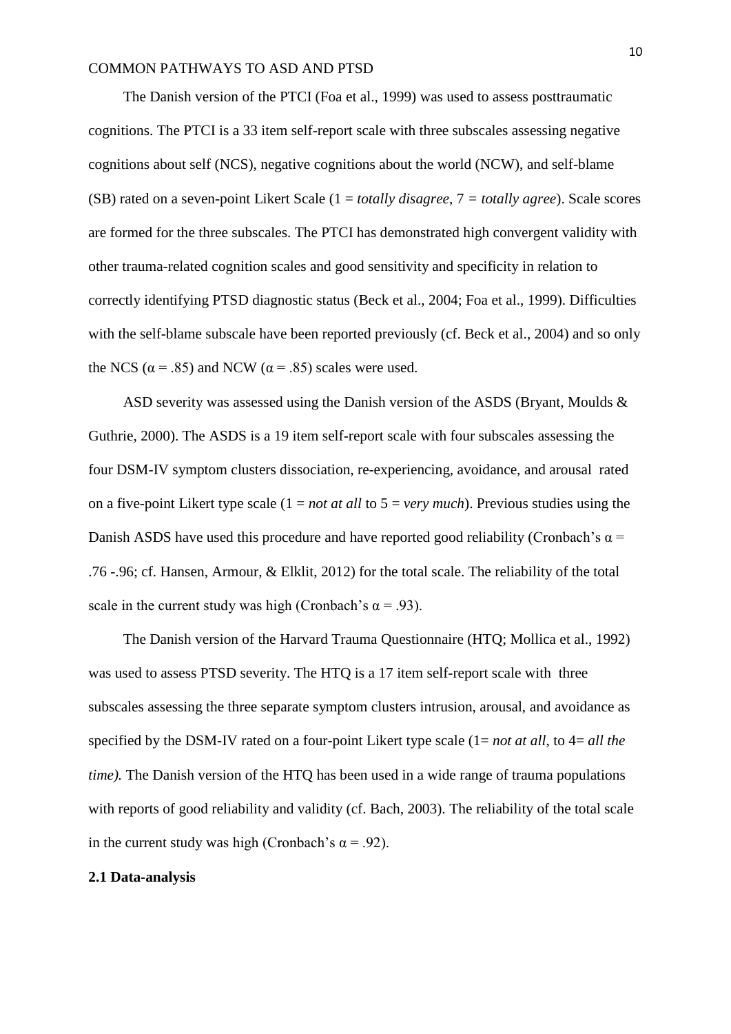The Danish version of the PTCI (Foa et al., 1999) was used to assess posttraumatic cognitions. The PTCI is a 33 item self-report scale with three subscales assessing negative cognitions about self (NCS), negative cognitions about the world (NCW), and self-blame (SB) rated on a seven-point Likert Scale (1 = *totally disagree*, 7 = *totally agree*). Scale scores are formed for the three subscales. The PTCI has demonstrated high convergent validity with other trauma-related cognition scales and good sensitivity and specificity in relation to correctly identifying PTSD diagnostic status (Beck et al., 2004; Foa et al., 1999). Difficulties with the self-blame subscale have been reported previously (cf. Beck et al., 2004) and so only the NCS ($\alpha = .85$) and NCW ($\alpha = .85$) scales were used.

ASD severity was assessed using the Danish version of the ASDS (Bryant, Moulds & Guthrie, 2000). The ASDS is a 19 item self-report scale with four subscales assessing the four DSM-IV symptom clusters dissociation, re-experiencing, avoidance, and arousal rated on a five-point Likert type scale (1 = *not at all* to 5 = *very much*). Previous studies using the Danish ASDS have used this procedure and have reported good reliability (Cronbach's $\alpha$ = .76 -.96; cf. Hansen, Armour, & Elklit, 2012) for the total scale. The reliability of the total scale in the current study was high (Cronbach's $\alpha = .93$).

The Danish version of the Harvard Trauma Questionnaire (HTQ; Mollica et al., 1992) was used to assess PTSD severity. The HTQ is a 17 item self-report scale with three subscales assessing the three separate symptom clusters intrusion, arousal, and avoidance as specified by the DSM-IV rated on a four-point Likert type scale (1= *not at all*, to 4= *all the time).* The Danish version of the HTQ has been used in a wide range of trauma populations with reports of good reliability and validity (cf. Bach, 2003). The reliability of the total scale in the current study was high (Cronbach's $\alpha = .92$).

**2.1 Data-analysis**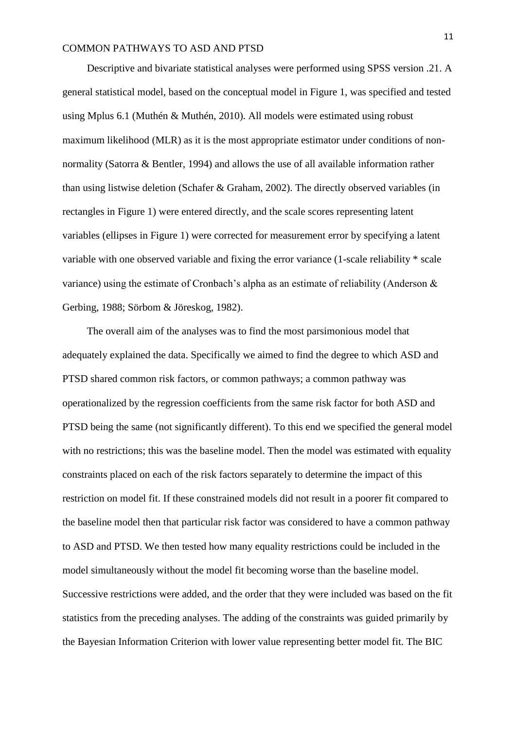Descriptive and bivariate statistical analyses were performed using SPSS version .21. A general statistical model, based on the conceptual model in Figure 1, was specified and tested using Mplus 6.1 (Muthén & Muthén, 2010). All models were estimated using robust maximum likelihood (MLR) as it is the most appropriate estimator under conditions of non-normality (Satorra & Bentler, 1994) and allows the use of all available information rather than using listwise deletion (Schafer & Graham, 2002). The directly observed variables (in rectangles in Figure 1) were entered directly, and the scale scores representing latent variables (ellipses in Figure 1) were corrected for measurement error by specifying a latent variable with one observed variable and fixing the error variance (1-scale reliability * scale variance) using the estimate of Cronbach's alpha as an estimate of reliability (Anderson & Gerbing, 1988; Sörbom & Jöreskog, 1982).

The overall aim of the analyses was to find the most parsimonious model that adequately explained the data. Specifically we aimed to find the degree to which ASD and PTSD shared common risk factors, or common pathways; a common pathway was operationalized by the regression coefficients from the same risk factor for both ASD and PTSD being the same (not significantly different). To this end we specified the general model with no restrictions; this was the baseline model. Then the model was estimated with equality constraints placed on each of the risk factors separately to determine the impact of this restriction on model fit. If these constrained models did not result in a poorer fit compared to the baseline model then that particular risk factor was considered to have a common pathway to ASD and PTSD. We then tested how many equality restrictions could be included in the model simultaneously without the model fit becoming worse than the baseline model. Successive restrictions were added, and the order that they were included was based on the fit statistics from the preceding analyses. The adding of the constraints was guided primarily by the Bayesian Information Criterion with lower value representing better model fit. The BIC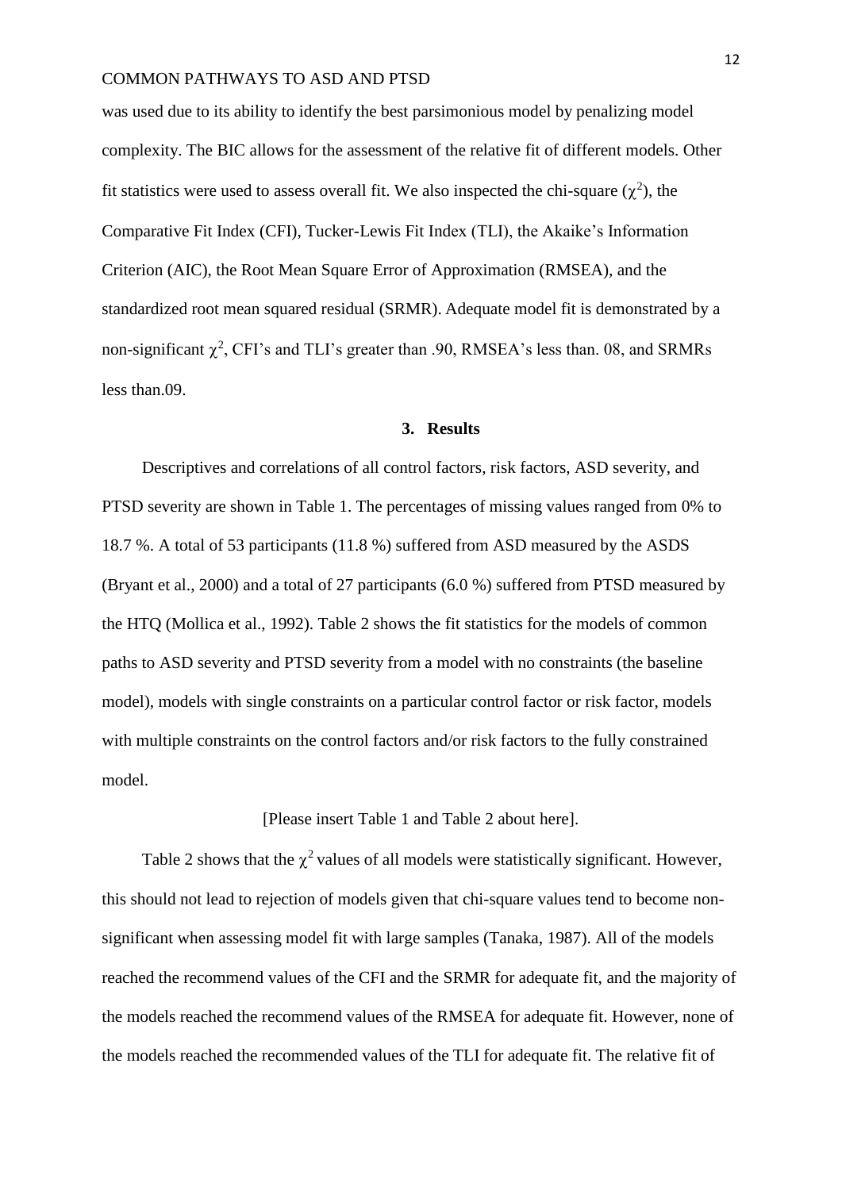was used due to its ability to identify the best parsimonious model by penalizing model complexity. The BIC allows for the assessment of the relative fit of different models. Other fit statistics were used to assess overall fit. We also inspected the chi-square ($\chi^2$), the Comparative Fit Index (CFI), Tucker-Lewis Fit Index (TLI), the Akaike's Information Criterion (AIC), the Root Mean Square Error of Approximation (RMSEA), and the standardized root mean squared residual (SRMR). Adequate model fit is demonstrated by a non-significant $\chi^2$, CFI's and TLI's greater than .90, RMSEA's less than. 08, and SRMRs less than.09.

## 3. Results

Descriptives and correlations of all control factors, risk factors, ASD severity, and PTSD severity are shown in Table 1. The percentages of missing values ranged from 0% to 18.7 %. A total of 53 participants (11.8 %) suffered from ASD measured by the ASDS (Bryant et al., 2000) and a total of 27 participants (6.0 %) suffered from PTSD measured by the HTQ (Mollica et al., 1992). Table 2 shows the fit statistics for the models of common paths to ASD severity and PTSD severity from a model with no constraints (the baseline model), models with single constraints on a particular control factor or risk factor, models with multiple constraints on the control factors and/or risk factors to the fully constrained model.

[Please insert Table 1 and Table 2 about here].

Table 2 shows that the $\chi^2$ values of all models were statistically significant. However, this should not lead to rejection of models given that chi-square values tend to become non-significant when assessing model fit with large samples (Tanaka, 1987). All of the models reached the recommend values of the CFI and the SRMR for adequate fit, and the majority of the models reached the recommend values of the RMSEA for adequate fit. However, none of the models reached the recommended values of the TLI for adequate fit. The relative fit of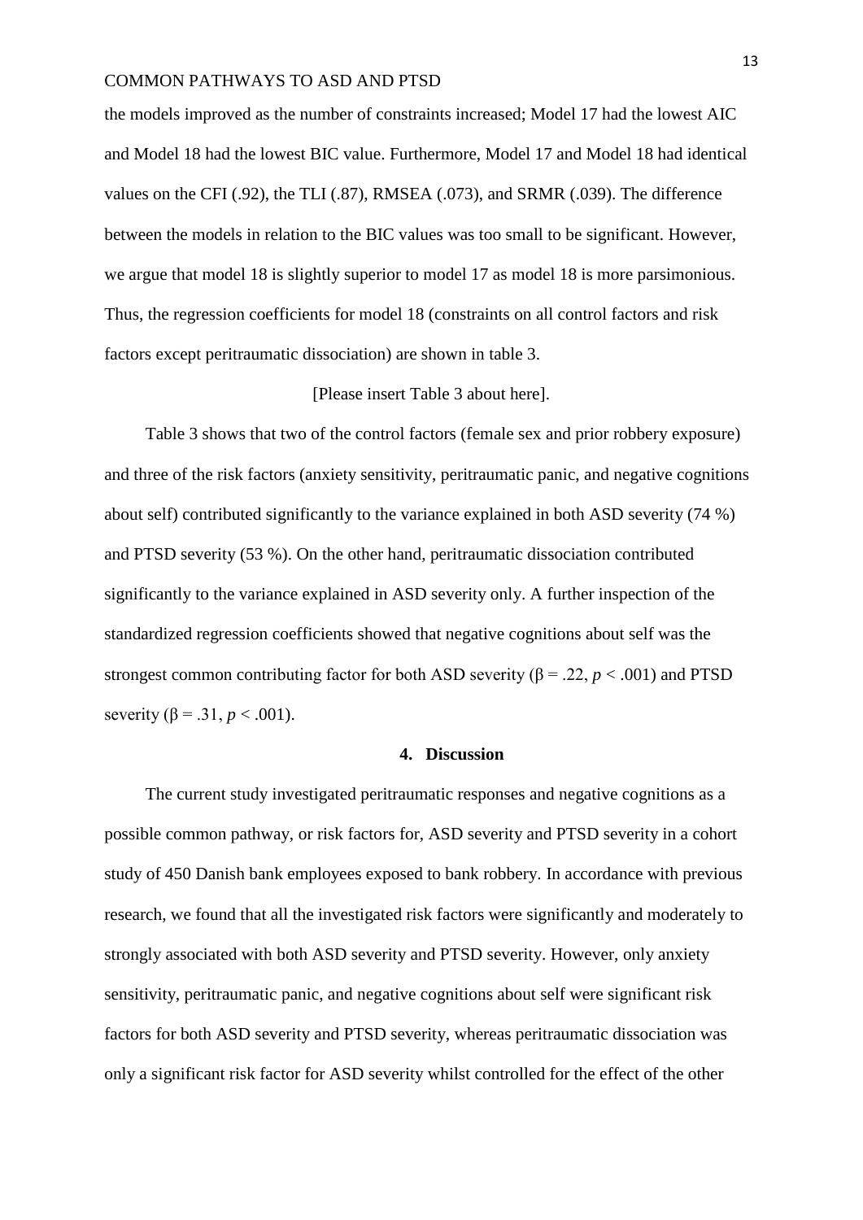the models improved as the number of constraints increased; Model 17 had the lowest AIC and Model 18 had the lowest BIC value. Furthermore, Model 17 and Model 18 had identical values on the CFI (.92), the TLI (.87), RMSEA (.073), and SRMR (.039). The difference between the models in relation to the BIC values was too small to be significant. However, we argue that model 18 is slightly superior to model 17 as model 18 is more parsimonious. Thus, the regression coefficients for model 18 (constraints on all control factors and risk factors except peritraumatic dissociation) are shown in table 3.

[Please insert Table 3 about here].

Table 3 shows that two of the control factors (female sex and prior robbery exposure) and three of the risk factors (anxiety sensitivity, peritraumatic panic, and negative cognitions about self) contributed significantly to the variance explained in both ASD severity (74 %) and PTSD severity (53 %). On the other hand, peritraumatic dissociation contributed significantly to the variance explained in ASD severity only. A further inspection of the standardized regression coefficients showed that negative cognitions about self was the strongest common contributing factor for both ASD severity ($\beta = .22$, $p < .001$) and PTSD severity ($\beta = .31$, $p < .001$).

## 4. Discussion

The current study investigated peritraumatic responses and negative cognitions as a possible common pathway, or risk factors for, ASD severity and PTSD severity in a cohort study of 450 Danish bank employees exposed to bank robbery. In accordance with previous research, we found that all the investigated risk factors were significantly and moderately to strongly associated with both ASD severity and PTSD severity. However, only anxiety sensitivity, peritraumatic panic, and negative cognitions about self were significant risk factors for both ASD severity and PTSD severity, whereas peritraumatic dissociation was only a significant risk factor for ASD severity whilst controlled for the effect of the other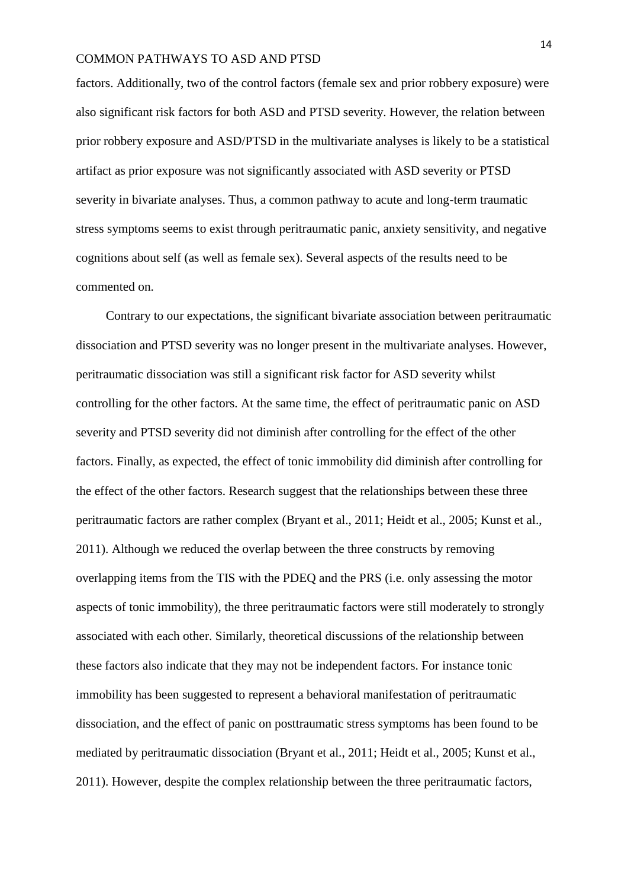factors. Additionally, two of the control factors (female sex and prior robbery exposure) were also significant risk factors for both ASD and PTSD severity. However, the relation between prior robbery exposure and ASD/PTSD in the multivariate analyses is likely to be a statistical artifact as prior exposure was not significantly associated with ASD severity or PTSD severity in bivariate analyses. Thus, a common pathway to acute and long-term traumatic stress symptoms seems to exist through peritraumatic panic, anxiety sensitivity, and negative cognitions about self (as well as female sex). Several aspects of the results need to be commented on.

Contrary to our expectations, the significant bivariate association between peritraumatic dissociation and PTSD severity was no longer present in the multivariate analyses. However, peritraumatic dissociation was still a significant risk factor for ASD severity whilst controlling for the other factors. At the same time, the effect of peritraumatic panic on ASD severity and PTSD severity did not diminish after controlling for the effect of the other factors. Finally, as expected, the effect of tonic immobility did diminish after controlling for the effect of the other factors. Research suggest that the relationships between these three peritraumatic factors are rather complex (Bryant et al., 2011; Heidt et al., 2005; Kunst et al., 2011). Although we reduced the overlap between the three constructs by removing overlapping items from the TIS with the PDEQ and the PRS (i.e. only assessing the motor aspects of tonic immobility), the three peritraumatic factors were still moderately to strongly associated with each other. Similarly, theoretical discussions of the relationship between these factors also indicate that they may not be independent factors. For instance tonic immobility has been suggested to represent a behavioral manifestation of peritraumatic dissociation, and the effect of panic on posttraumatic stress symptoms has been found to be mediated by peritraumatic dissociation (Bryant et al., 2011; Heidt et al., 2005; Kunst et al., 2011). However, despite the complex relationship between the three peritraumatic factors,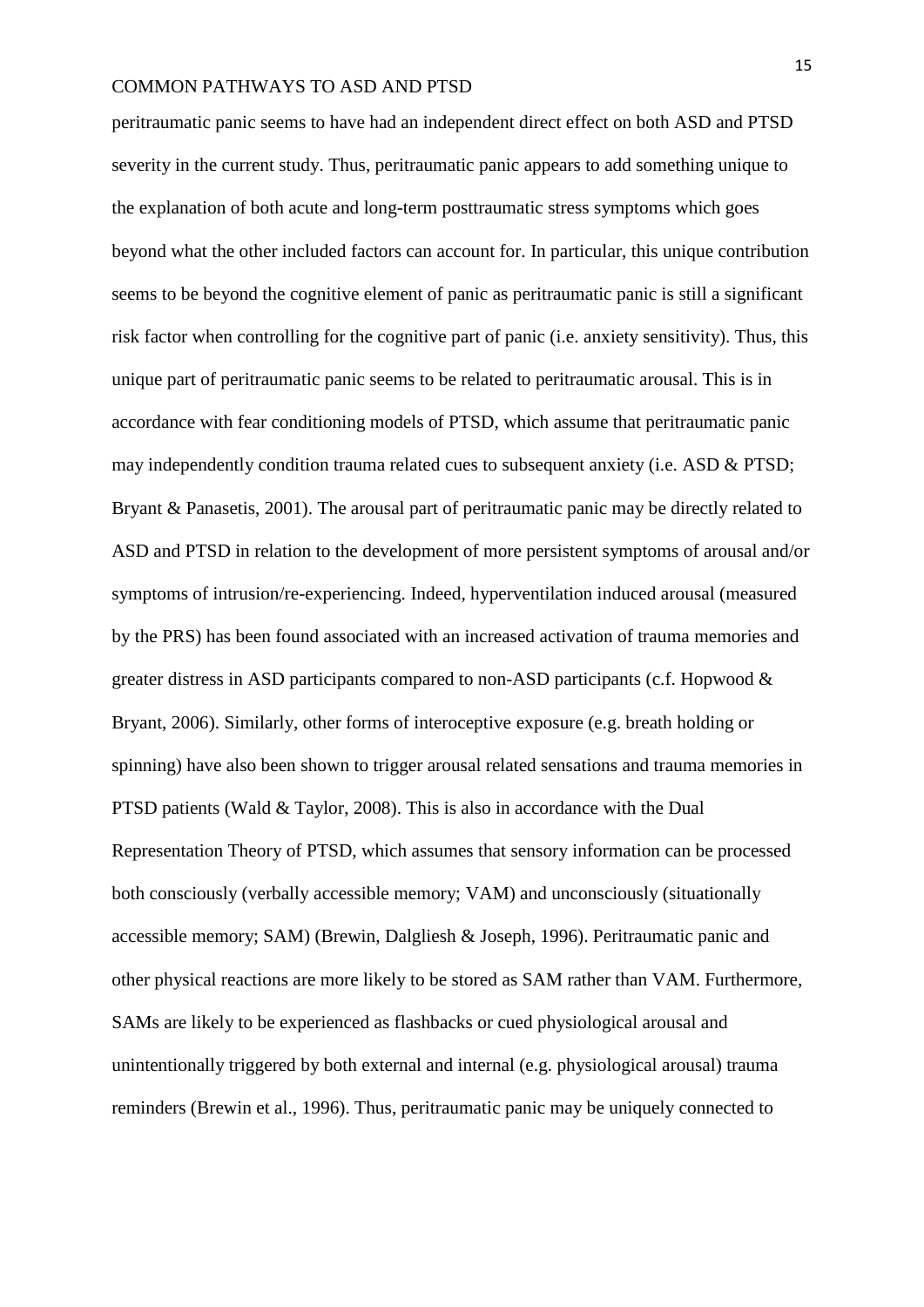peritraumatic panic seems to have had an independent direct effect on both ASD and PTSD severity in the current study. Thus, peritraumatic panic appears to add something unique to the explanation of both acute and long-term posttraumatic stress symptoms which goes beyond what the other included factors can account for. In particular, this unique contribution seems to be beyond the cognitive element of panic as peritraumatic panic is still a significant risk factor when controlling for the cognitive part of panic (i.e. anxiety sensitivity). Thus, this unique part of peritraumatic panic seems to be related to peritraumatic arousal. This is in accordance with fear conditioning models of PTSD, which assume that peritraumatic panic may independently condition trauma related cues to subsequent anxiety (i.e. ASD & PTSD; Bryant & Panasetis, 2001). The arousal part of peritraumatic panic may be directly related to ASD and PTSD in relation to the development of more persistent symptoms of arousal and/or symptoms of intrusion/re-experiencing. Indeed, hyperventilation induced arousal (measured by the PRS) has been found associated with an increased activation of trauma memories and greater distress in ASD participants compared to non-ASD participants (c.f. Hopwood & Bryant, 2006). Similarly, other forms of interoceptive exposure (e.g. breath holding or spinning) have also been shown to trigger arousal related sensations and trauma memories in PTSD patients (Wald & Taylor, 2008). This is also in accordance with the Dual Representation Theory of PTSD, which assumes that sensory information can be processed both consciously (verbally accessible memory; VAM) and unconsciously (situationally accessible memory; SAM) (Brewin, Dalgliesh & Joseph, 1996). Peritraumatic panic and other physical reactions are more likely to be stored as SAM rather than VAM. Furthermore, SAMs are likely to be experienced as flashbacks or cued physiological arousal and unintentionally triggered by both external and internal (e.g. physiological arousal) trauma reminders (Brewin et al., 1996). Thus, peritraumatic panic may be uniquely connected to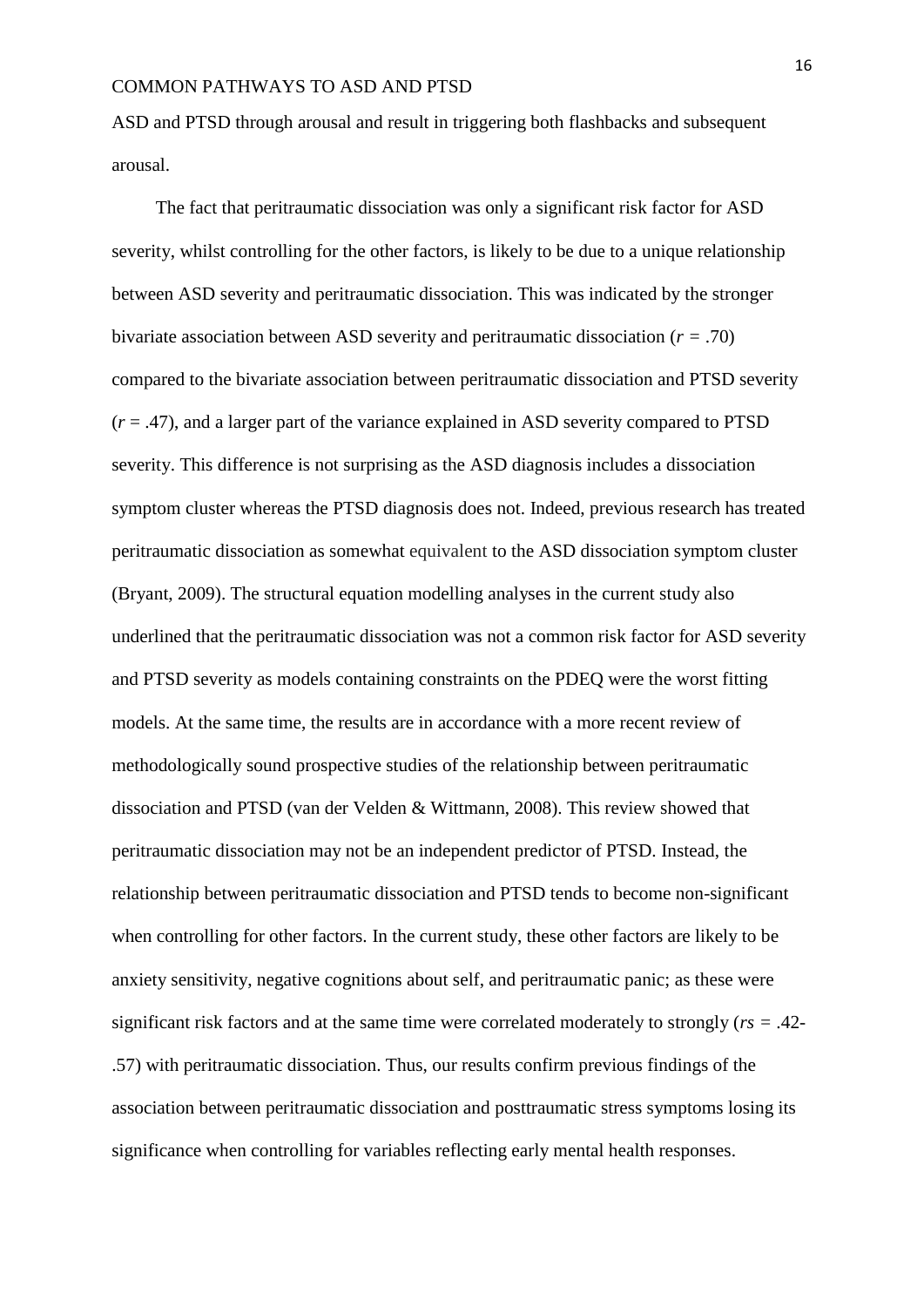ASD and PTSD through arousal and result in triggering both flashbacks and subsequent arousal.

The fact that peritraumatic dissociation was only a significant risk factor for ASD severity, whilst controlling for the other factors, is likely to be due to a unique relationship between ASD severity and peritraumatic dissociation. This was indicated by the stronger bivariate association between ASD severity and peritraumatic dissociation ($r = .70$) compared to the bivariate association between peritraumatic dissociation and PTSD severity ($r = .47$), and a larger part of the variance explained in ASD severity compared to PTSD severity. This difference is not surprising as the ASD diagnosis includes a dissociation symptom cluster whereas the PTSD diagnosis does not. Indeed, previous research has treated peritraumatic dissociation as somewhat equivalent to the ASD dissociation symptom cluster (Bryant, 2009). The structural equation modelling analyses in the current study also underlined that the peritraumatic dissociation was not a common risk factor for ASD severity and PTSD severity as models containing constraints on the PDEQ were the worst fitting models. At the same time, the results are in accordance with a more recent review of methodologically sound prospective studies of the relationship between peritraumatic dissociation and PTSD (van der Velden & Wittmann, 2008). This review showed that peritraumatic dissociation may not be an independent predictor of PTSD. Instead, the relationship between peritraumatic dissociation and PTSD tends to become non-significant when controlling for other factors. In the current study, these other factors are likely to be anxiety sensitivity, negative cognitions about self, and peritraumatic panic; as these were significant risk factors and at the same time were correlated moderately to strongly ($rs = .42$-$.57$) with peritraumatic dissociation. Thus, our results confirm previous findings of the association between peritraumatic dissociation and posttraumatic stress symptoms losing its significance when controlling for variables reflecting early mental health responses.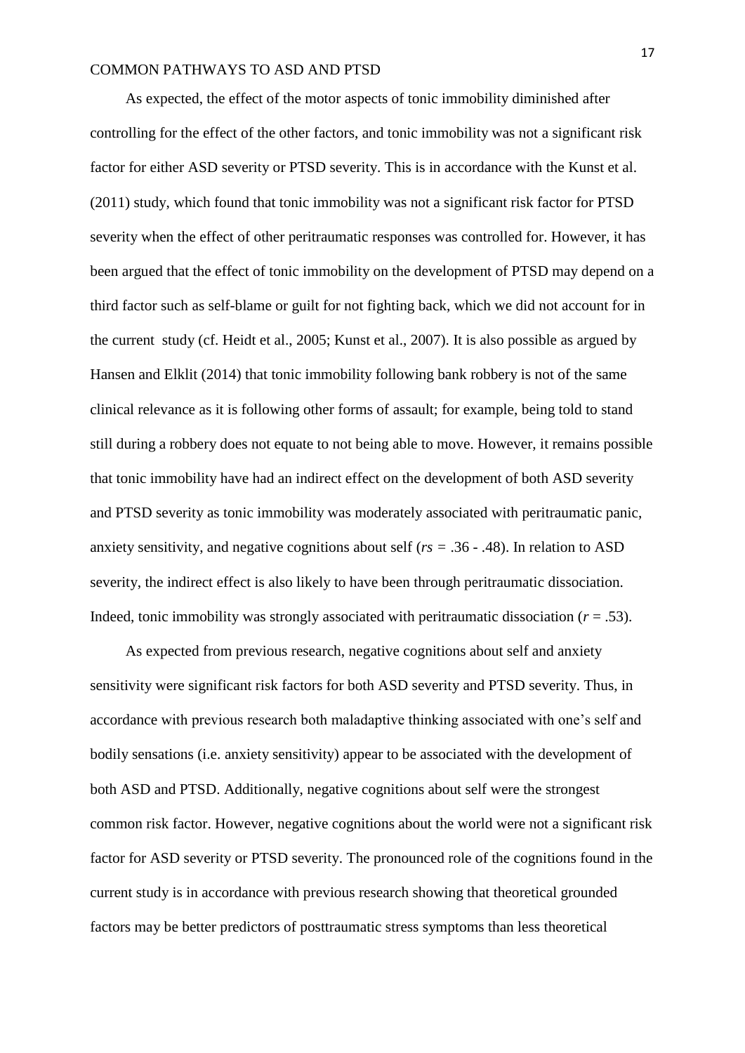As expected, the effect of the motor aspects of tonic immobility diminished after controlling for the effect of the other factors, and tonic immobility was not a significant risk factor for either ASD severity or PTSD severity. This is in accordance with the Kunst et al. (2011) study, which found that tonic immobility was not a significant risk factor for PTSD severity when the effect of other peritraumatic responses was controlled for. However, it has been argued that the effect of tonic immobility on the development of PTSD may depend on a third factor such as self-blame or guilt for not fighting back, which we did not account for in the current study (cf. Heidt et al., 2005; Kunst et al., 2007). It is also possible as argued by Hansen and Elklit (2014) that tonic immobility following bank robbery is not of the same clinical relevance as it is following other forms of assault; for example, being told to stand still during a robbery does not equate to not being able to move. However, it remains possible that tonic immobility have had an indirect effect on the development of both ASD severity and PTSD severity as tonic immobility was moderately associated with peritraumatic panic, anxiety sensitivity, and negative cognitions about self ($rs$ = .36 - .48). In relation to ASD severity, the indirect effect is also likely to have been through peritraumatic dissociation. Indeed, tonic immobility was strongly associated with peritraumatic dissociation ($r$ = .53).

As expected from previous research, negative cognitions about self and anxiety sensitivity were significant risk factors for both ASD severity and PTSD severity. Thus, in accordance with previous research both maladaptive thinking associated with one's self and bodily sensations (i.e. anxiety sensitivity) appear to be associated with the development of both ASD and PTSD. Additionally, negative cognitions about self were the strongest common risk factor. However, negative cognitions about the world were not a significant risk factor for ASD severity or PTSD severity. The pronounced role of the cognitions found in the current study is in accordance with previous research showing that theoretical grounded factors may be better predictors of posttraumatic stress symptoms than less theoretical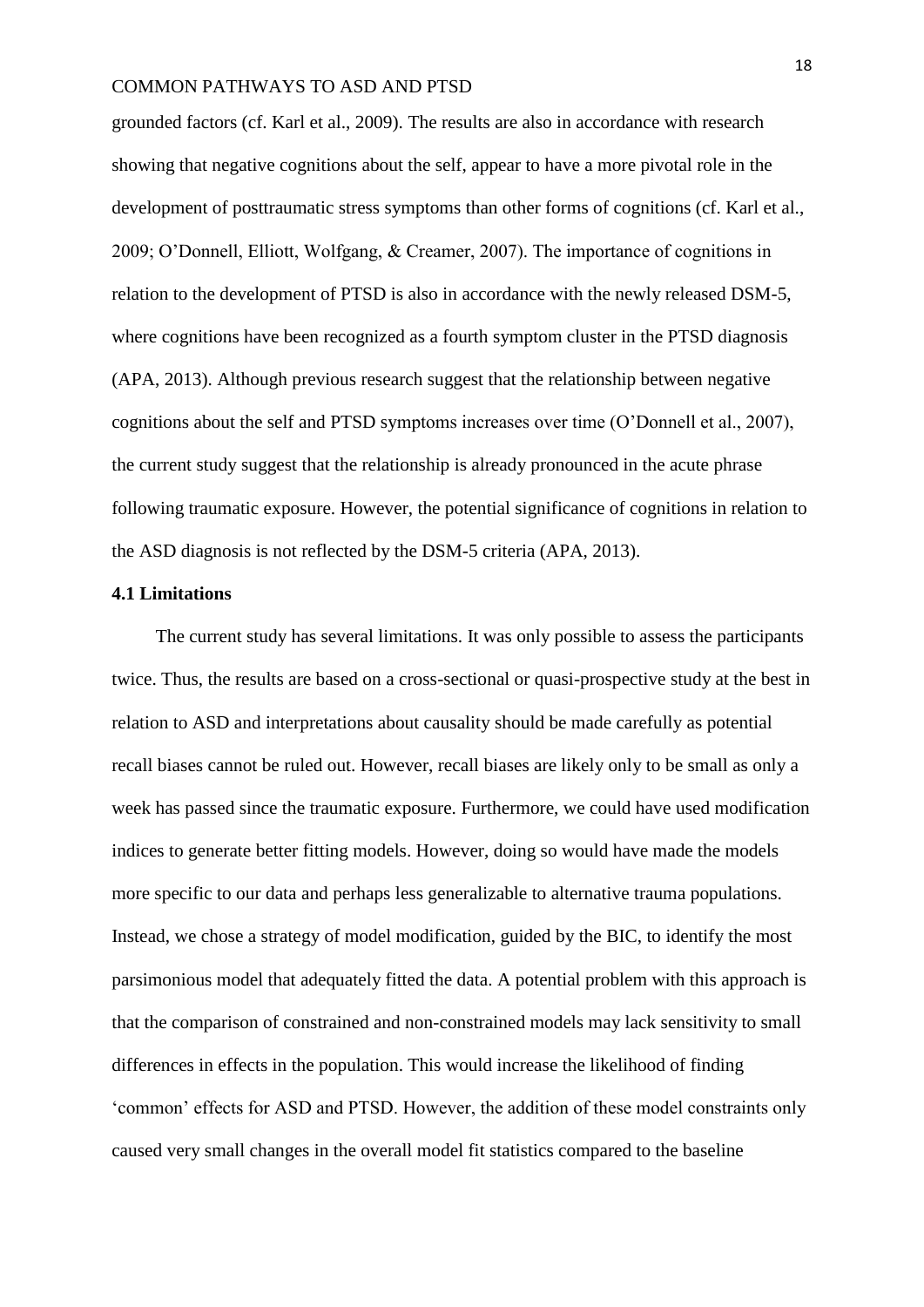grounded factors (cf. Karl et al., 2009). The results are also in accordance with research showing that negative cognitions about the self, appear to have a more pivotal role in the development of posttraumatic stress symptoms than other forms of cognitions (cf. Karl et al., 2009; O'Donnell, Elliott, Wolfgang, & Creamer, 2007). The importance of cognitions in relation to the development of PTSD is also in accordance with the newly released DSM-5, where cognitions have been recognized as a fourth symptom cluster in the PTSD diagnosis (APA, 2013). Although previous research suggest that the relationship between negative cognitions about the self and PTSD symptoms increases over time (O'Donnell et al., 2007), the current study suggest that the relationship is already pronounced in the acute phrase following traumatic exposure. However, the potential significance of cognitions in relation to the ASD diagnosis is not reflected by the DSM-5 criteria (APA, 2013).

**4.1 Limitations**

The current study has several limitations. It was only possible to assess the participants twice. Thus, the results are based on a cross-sectional or quasi-prospective study at the best in relation to ASD and interpretations about causality should be made carefully as potential recall biases cannot be ruled out. However, recall biases are likely only to be small as only a week has passed since the traumatic exposure. Furthermore, we could have used modification indices to generate better fitting models. However, doing so would have made the models more specific to our data and perhaps less generalizable to alternative trauma populations. Instead, we chose a strategy of model modification, guided by the BIC, to identify the most parsimonious model that adequately fitted the data. A potential problem with this approach is that the comparison of constrained and non-constrained models may lack sensitivity to small differences in effects in the population. This would increase the likelihood of finding 'common' effects for ASD and PTSD. However, the addition of these model constraints only caused very small changes in the overall model fit statistics compared to the baseline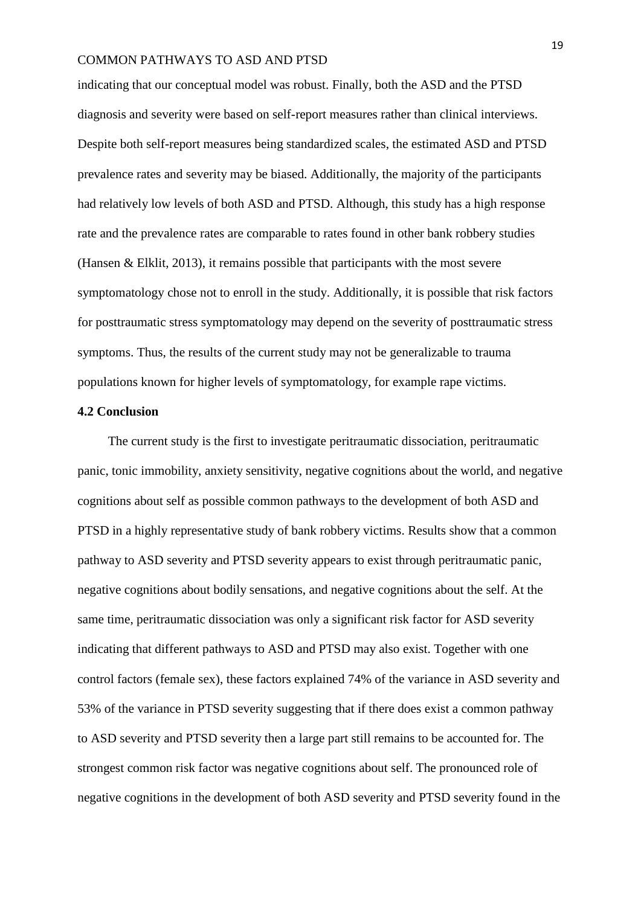indicating that our conceptual model was robust. Finally, both the ASD and the PTSD diagnosis and severity were based on self-report measures rather than clinical interviews. Despite both self-report measures being standardized scales, the estimated ASD and PTSD prevalence rates and severity may be biased. Additionally, the majority of the participants had relatively low levels of both ASD and PTSD. Although, this study has a high response rate and the prevalence rates are comparable to rates found in other bank robbery studies (Hansen & Elklit, 2013), it remains possible that participants with the most severe symptomatology chose not to enroll in the study. Additionally, it is possible that risk factors for posttraumatic stress symptomatology may depend on the severity of posttraumatic stress symptoms. Thus, the results of the current study may not be generalizable to trauma populations known for higher levels of symptomatology, for example rape victims.

### 4.2 Conclusion

The current study is the first to investigate peritraumatic dissociation, peritraumatic panic, tonic immobility, anxiety sensitivity, negative cognitions about the world, and negative cognitions about self as possible common pathways to the development of both ASD and PTSD in a highly representative study of bank robbery victims. Results show that a common pathway to ASD severity and PTSD severity appears to exist through peritraumatic panic, negative cognitions about bodily sensations, and negative cognitions about the self. At the same time, peritraumatic dissociation was only a significant risk factor for ASD severity indicating that different pathways to ASD and PTSD may also exist. Together with one control factors (female sex), these factors explained 74% of the variance in ASD severity and 53% of the variance in PTSD severity suggesting that if there does exist a common pathway to ASD severity and PTSD severity then a large part still remains to be accounted for. The strongest common risk factor was negative cognitions about self. The pronounced role of negative cognitions in the development of both ASD severity and PTSD severity found in the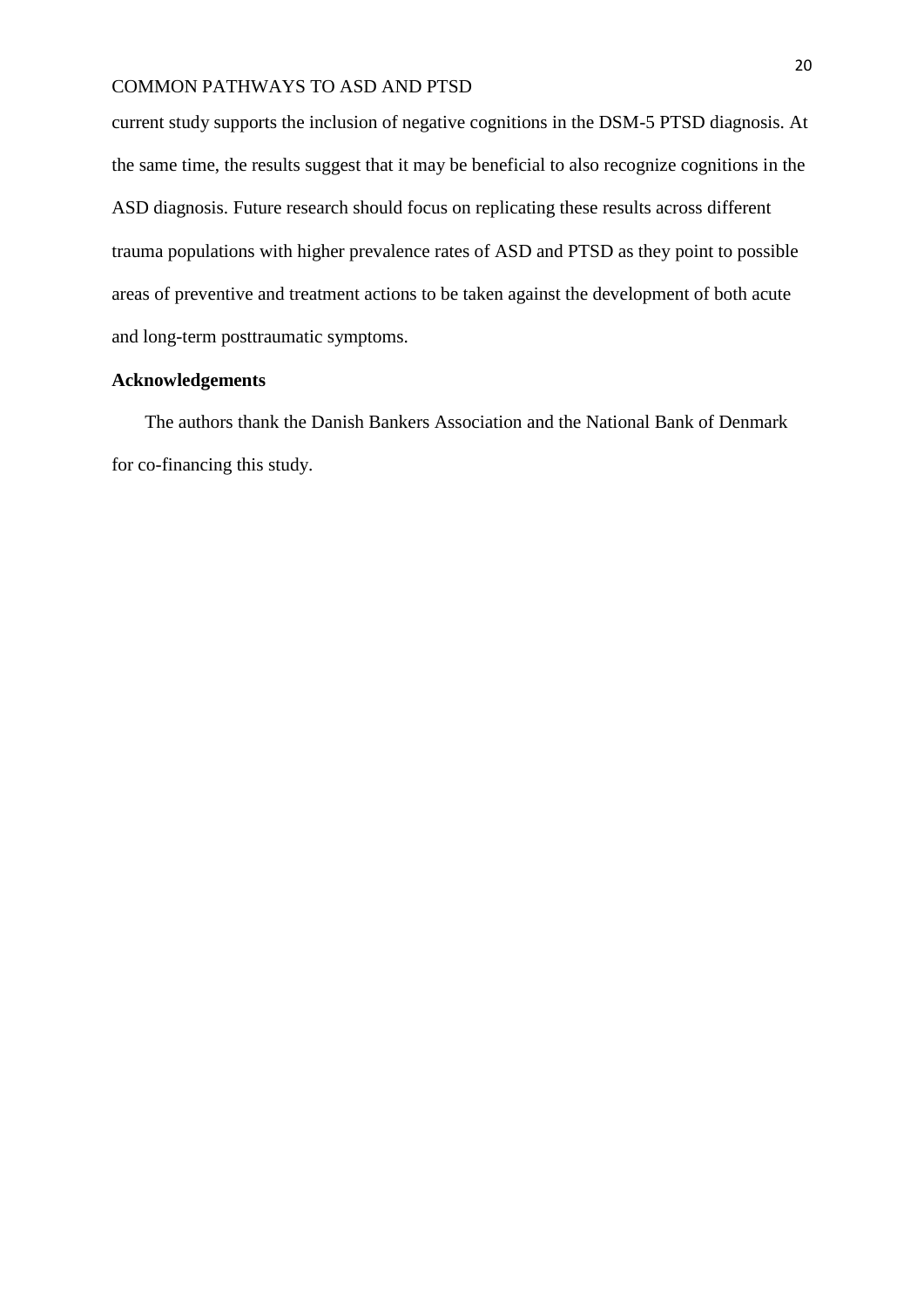current study supports the inclusion of negative cognitions in the DSM-5 PTSD diagnosis. At the same time, the results suggest that it may be beneficial to also recognize cognitions in the ASD diagnosis. Future research should focus on replicating these results across different trauma populations with higher prevalence rates of ASD and PTSD as they point to possible areas of preventive and treatment actions to be taken against the development of both acute and long-term posttraumatic symptoms.

## Acknowledgements

The authors thank the Danish Bankers Association and the National Bank of Denmark for co-financing this study.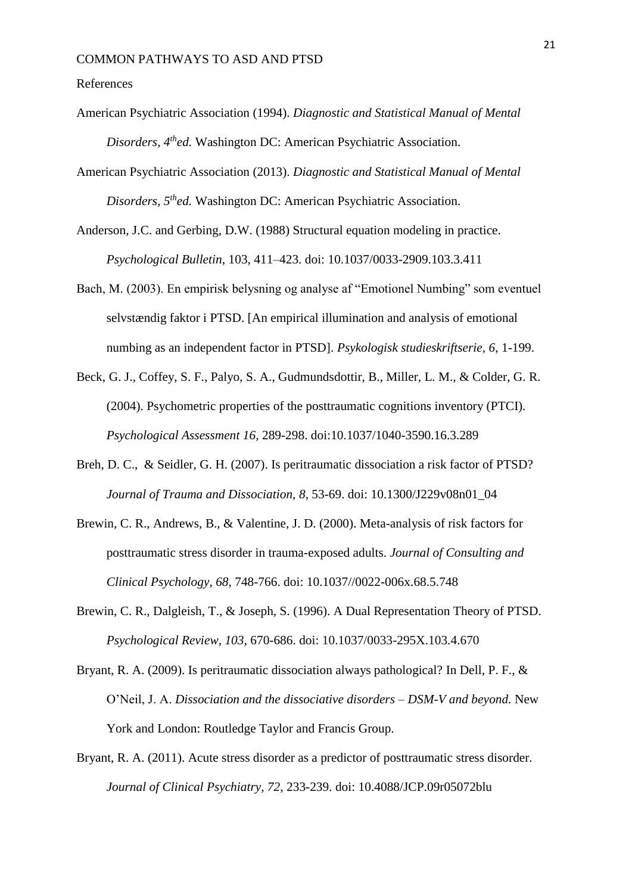References

American Psychiatric Association (1994). *Diagnostic and Statistical Manual of Mental Disorders, 4th ed.* Washington DC: American Psychiatric Association.

American Psychiatric Association (2013). *Diagnostic and Statistical Manual of Mental Disorders, 5th ed.* Washington DC: American Psychiatric Association.

Anderson, J.C. and Gerbing, D.W. (1988) Structural equation modeling in practice. *Psychological Bulletin*, 103, 411–423. doi: 10.1037/0033-2909.103.3.411

Bach, M. (2003). En empirisk belysning og analyse af "Emotionel Numbing" som eventuel selvstændig faktor i PTSD. [An empirical illumination and analysis of emotional numbing as an independent factor in PTSD]. *Psykologisk studieskriftserie, 6*, 1-199.

Beck, G. J., Coffey, S. F., Palyo, S. A., Gudmundsdottir, B., Miller, L. M., & Colder, G. R. (2004). Psychometric properties of the posttraumatic cognitions inventory (PTCI). *Psychological Assessment 16*, 289-298. doi:10.1037/1040-3590.16.3.289

Breh, D. C., & Seidler, G. H. (2007). Is peritraumatic dissociation a risk factor of PTSD? *Journal of Trauma and Dissociation, 8,* 53-69. doi: 10.1300/J229v08n01_04

Brewin, C. R., Andrews, B., & Valentine, J. D. (2000). Meta-analysis of risk factors for posttraumatic stress disorder in trauma-exposed adults. *Journal of Consulting and Clinical Psychology*, *68*, 748-766. doi: 10.1037//0022-006x.68.5.748

Brewin, C. R., Dalgleish, T., & Joseph, S. (1996). A Dual Representation Theory of PTSD. *Psychological Review, 103,* 670-686. doi: 10.1037/0033-295X.103.4.670

Bryant, R. A. (2009). Is peritraumatic dissociation always pathological? In Dell, P. F., & O'Neil, J. A. *Dissociation and the dissociative disorders – DSM-V and beyond.* New York and London: Routledge Taylor and Francis Group.

Bryant, R. A. (2011). Acute stress disorder as a predictor of posttraumatic stress disorder. *Journal of Clinical Psychiatry, 72*, 233-239. doi: 10.4088/JCP.09r05072blu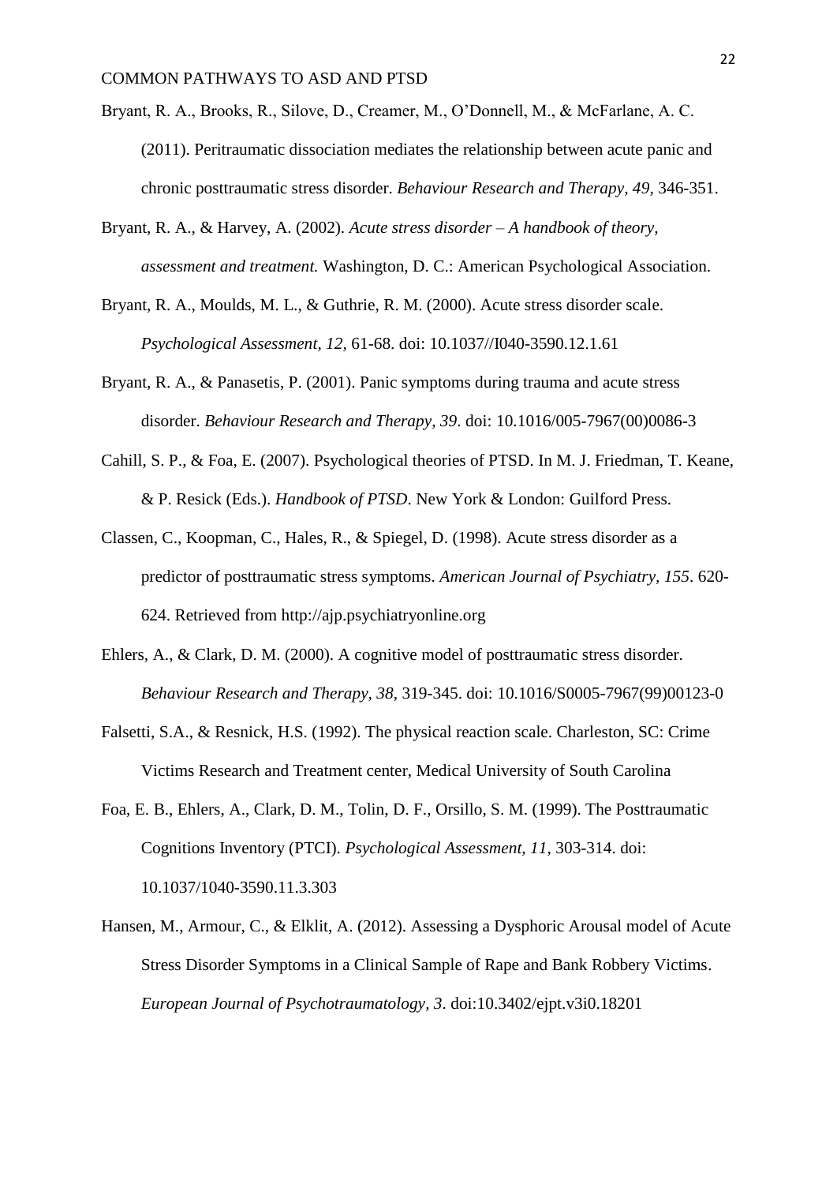Bryant, R. A., Brooks, R., Silove, D., Creamer, M., O'Donnell, M., & McFarlane, A. C. (2011). Peritraumatic dissociation mediates the relationship between acute panic and chronic posttraumatic stress disorder. *Behaviour Research and Therapy, 49*, 346-351.

Bryant, R. A., & Harvey, A. (2002). *Acute stress disorder – A handbook of theory, assessment and treatment.* Washington, D. C.: American Psychological Association.

Bryant, R. A., Moulds, M. L., & Guthrie, R. M. (2000). Acute stress disorder scale. *Psychological Assessment, 12*, 61-68. doi: 10.1037//I040-3590.12.1.61

Bryant, R. A., & Panasetis, P. (2001). Panic symptoms during trauma and acute stress disorder. *Behaviour Research and Therapy, 39*. doi: 10.1016/005-7967(00)0086-3

Cahill, S. P., & Foa, E. (2007). Psychological theories of PTSD. In M. J. Friedman, T. Keane, & P. Resick (Eds.). *Handbook of PTSD*. New York & London: Guilford Press.

Classen, C., Koopman, C., Hales, R., & Spiegel, D. (1998). Acute stress disorder as a predictor of posttraumatic stress symptoms. *American Journal of Psychiatry, 155*. 620-624. Retrieved from http://ajp.psychiatryonline.org

Ehlers, A., & Clark, D. M. (2000). A cognitive model of posttraumatic stress disorder. *Behaviour Research and Therapy, 38*, 319-345. doi: 10.1016/S0005-7967(99)00123-0

Falsetti, S.A., & Resnick, H.S. (1992). The physical reaction scale. Charleston, SC: Crime Victims Research and Treatment center, Medical University of South Carolina

Foa, E. B., Ehlers, A., Clark, D. M., Tolin, D. F., Orsillo, S. M. (1999). The Posttraumatic Cognitions Inventory (PTCI). *Psychological Assessment, 11*, 303-314. doi: 10.1037/1040-3590.11.3.303

Hansen, M., Armour, C., & Elklit, A. (2012). Assessing a Dysphoric Arousal model of Acute Stress Disorder Symptoms in a Clinical Sample of Rape and Bank Robbery Victims. *European Journal of Psychotraumatology, 3*. doi:10.3402/ejpt.v3i0.18201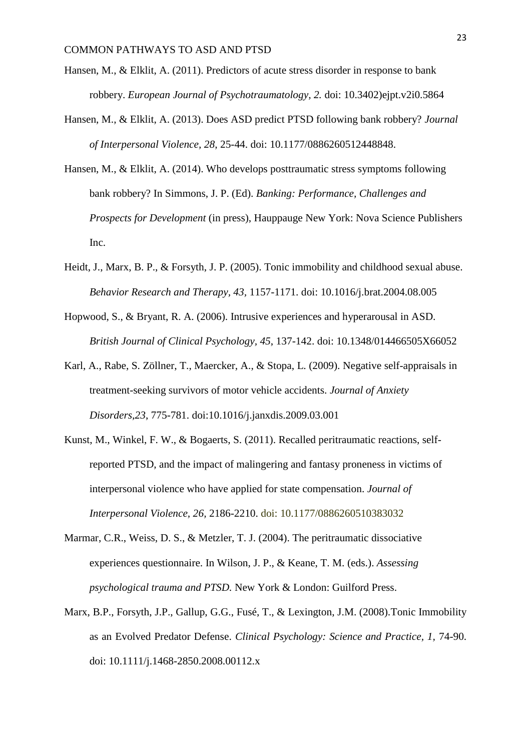Hansen, M., & Elklit, A. (2011). Predictors of acute stress disorder in response to bank robbery. *European Journal of Psychotraumatology, 2.* doi: 10.3402)ejpt.v2i0.5864

Hansen, M., & Elklit, A. (2013). Does ASD predict PTSD following bank robbery? *Journal of Interpersonal Violence, 28*, 25-44. doi: 10.1177/0886260512448848.

Hansen, M., & Elklit, A. (2014). Who develops posttraumatic stress symptoms following bank robbery? In Simmons, J. P. (Ed). *Banking: Performance, Challenges and Prospects for Development* (in press), Hauppauge New York: Nova Science Publishers Inc.

Heidt, J., Marx, B. P., & Forsyth, J. P. (2005). Tonic immobility and childhood sexual abuse. *Behavior Research and Therapy, 43,* 1157-1171. doi: 10.1016/j.brat.2004.08.005

Hopwood, S., & Bryant, R. A. (2006). Intrusive experiences and hyperarousal in ASD. *British Journal of Clinical Psychology, 45*, 137-142. doi: 10.1348/014466505X66052

Karl, A., Rabe, S. Zöllner, T., Maercker, A., & Stopa, L. (2009). Negative self-appraisals in treatment-seeking survivors of motor vehicle accidents. *Journal of Anxiety Disorders,23*, 775-781. doi:10.1016/j.janxdis.2009.03.001

Kunst, M., Winkel, F. W., & Bogaerts, S. (2011). Recalled peritraumatic reactions, self-reported PTSD, and the impact of malingering and fantasy proneness in victims of interpersonal violence who have applied for state compensation. *Journal of Interpersonal Violence, 26,* 2186-2210. doi: 10.1177/0886260510383032

Marmar, C.R., Weiss, D. S., & Metzler, T. J. (2004). The peritraumatic dissociative experiences questionnaire. In Wilson, J. P., & Keane, T. M. (eds.). *Assessing psychological trauma and PTSD.* New York & London: Guilford Press.

Marx, B.P., Forsyth, J.P., Gallup, G.G., Fusé, T., & Lexington, J.M. (2008).Tonic Immobility as an Evolved Predator Defense. *Clinical Psychology: Science and Practice, 1,* 74-90. doi: 10.1111/j.1468-2850.2008.00112.x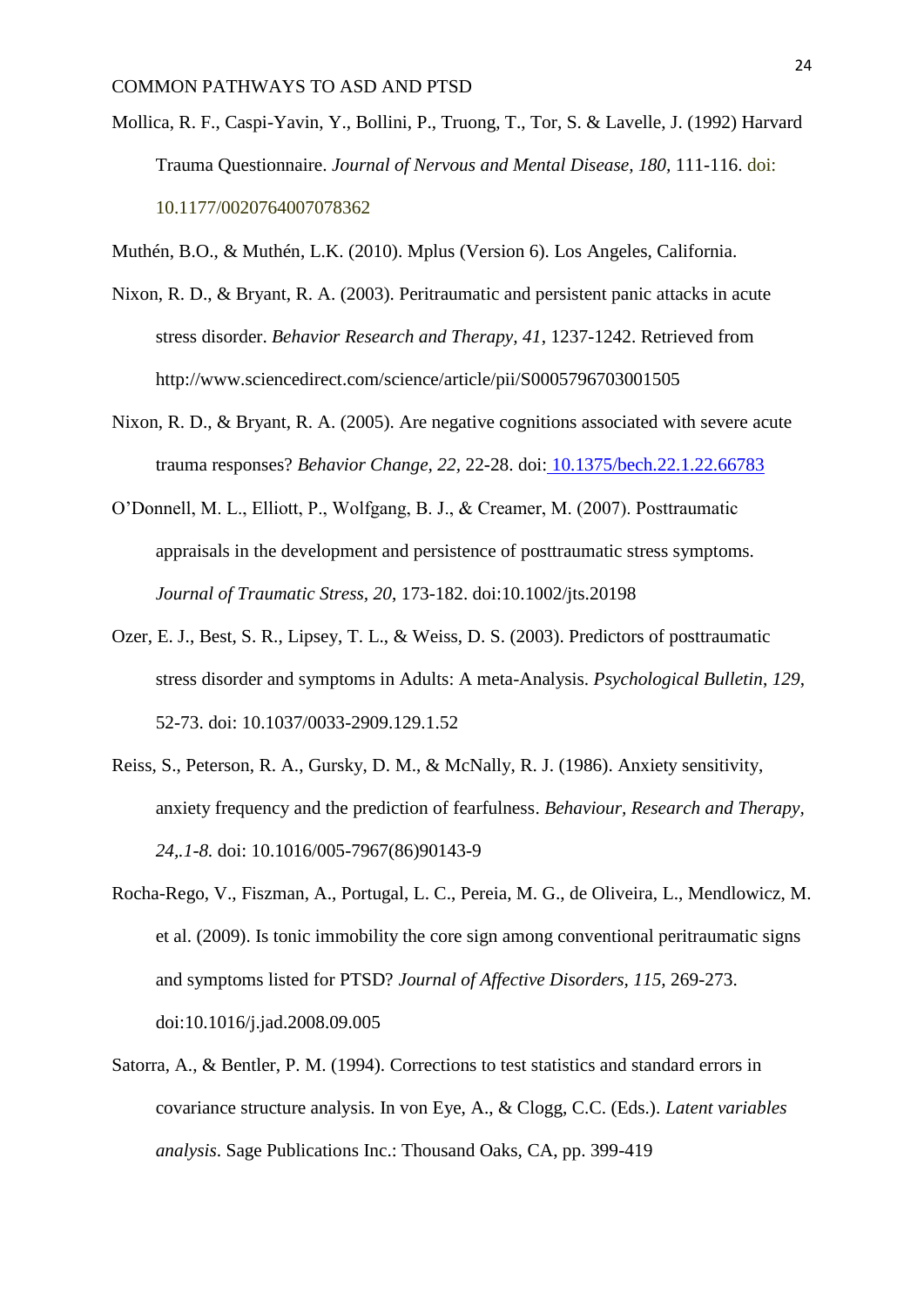Mollica, R. F., Caspi-Yavin, Y., Bollini, P., Truong, T., Tor, S. & Lavelle, J. (1992) Harvard Trauma Questionnaire. *Journal of Nervous and Mental Disease, 180*, 111-116. doi: 10.1177/0020764007078362

Muthén, B.O., & Muthén, L.K. (2010). Mplus (Version 6). Los Angeles, California.

Nixon, R. D., & Bryant, R. A. (2003). Peritraumatic and persistent panic attacks in acute stress disorder. *Behavior Research and Therapy, 41*, 1237-1242. Retrieved from http://www.sciencedirect.com/science/article/pii/S0005796703001505

Nixon, R. D., & Bryant, R. A. (2005). Are negative cognitions associated with severe acute trauma responses? *Behavior Change, 22,* 22-28. doi: 10.1375/bech.22.1.22.66783

O'Donnell, M. L., Elliott, P., Wolfgang, B. J., & Creamer, M. (2007). Posttraumatic appraisals in the development and persistence of posttraumatic stress symptoms. *Journal of Traumatic Stress, 20*, 173-182. doi:10.1002/jts.20198

Ozer, E. J., Best, S. R., Lipsey, T. L., & Weiss, D. S. (2003). Predictors of posttraumatic stress disorder and symptoms in Adults: A meta-Analysis. *Psychological Bulletin*, *129*, 52-73. doi: 10.1037/0033-2909.129.1.52

Reiss, S., Peterson, R. A., Gursky, D. M., & McNally, R. J. (1986). Anxiety sensitivity, anxiety frequency and the prediction of fearfulness. *Behaviour, Research and Therapy, 24,.1-8.* doi: 10.1016/005-7967(86)90143-9

Rocha-Rego, V., Fiszman, A., Portugal, L. C., Pereia, M. G., de Oliveira, L., Mendlowicz, M. et al. (2009). Is tonic immobility the core sign among conventional peritraumatic signs and symptoms listed for PTSD? *Journal of Affective Disorders, 115,* 269-273. doi:10.1016/j.jad.2008.09.005

Satorra, A., & Bentler, P. M. (1994). Corrections to test statistics and standard errors in covariance structure analysis. In von Eye, A., & Clogg, C.C. (Eds.). *Latent variables analysis*. Sage Publications Inc.: Thousand Oaks, CA, pp. 399-419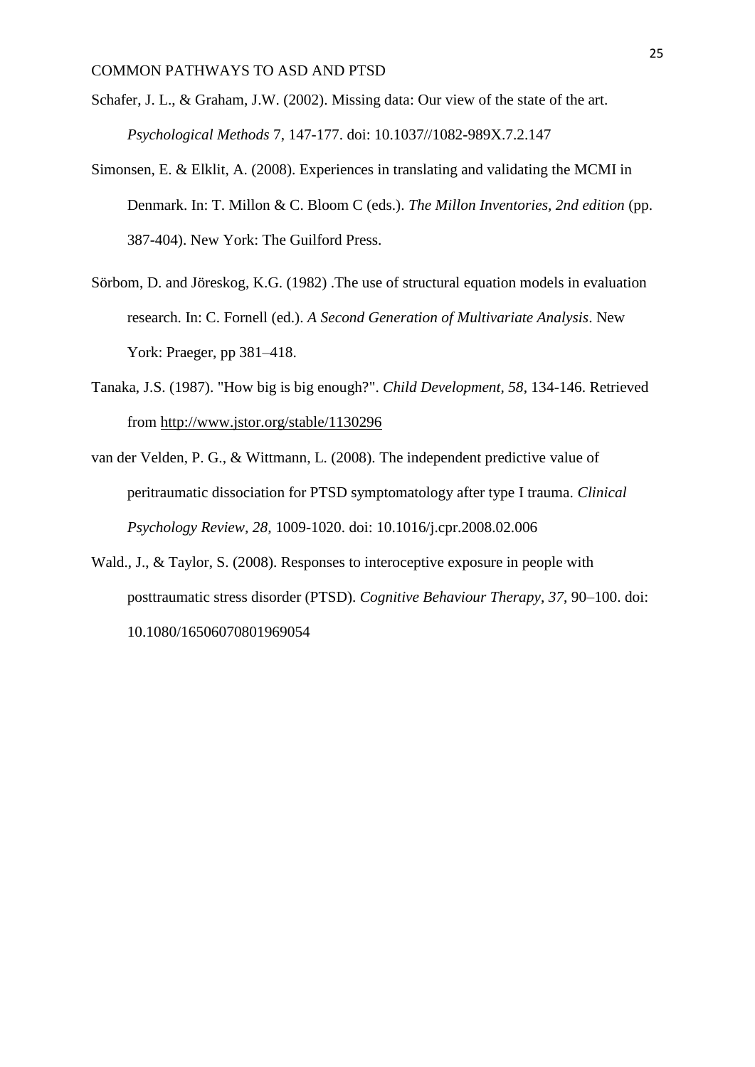Schafer, J. L., & Graham, J.W. (2002). Missing data: Our view of the state of the art. *Psychological Methods* 7, 147-177. doi: 10.1037//1082-989X.7.2.147

Simonsen, E. & Elklit, A. (2008). Experiences in translating and validating the MCMI in Denmark. In: T. Millon & C. Bloom C (eds.). *The Millon Inventories, 2nd edition* (pp. 387-404). New York: The Guilford Press.

Sörbom, D. and Jöreskog, K.G. (1982) .The use of structural equation models in evaluation research. In: C. Fornell (ed.). *A Second Generation of Multivariate Analysis*. New York: Praeger, pp 381–418.

Tanaka, J.S. (1987). "How big is big enough?". *Child Development, 58*, 134-146. Retrieved from http://www.jstor.org/stable/1130296

van der Velden, P. G., & Wittmann, L. (2008). The independent predictive value of peritraumatic dissociation for PTSD symptomatology after type I trauma. *Clinical Psychology Review, 28,* 1009-1020. doi: 10.1016/j.cpr.2008.02.006

Wald., J., & Taylor, S. (2008). Responses to interoceptive exposure in people with posttraumatic stress disorder (PTSD). *Cognitive Behaviour Therapy*, *37*, 90–100. doi: 10.1080/16506070801969054